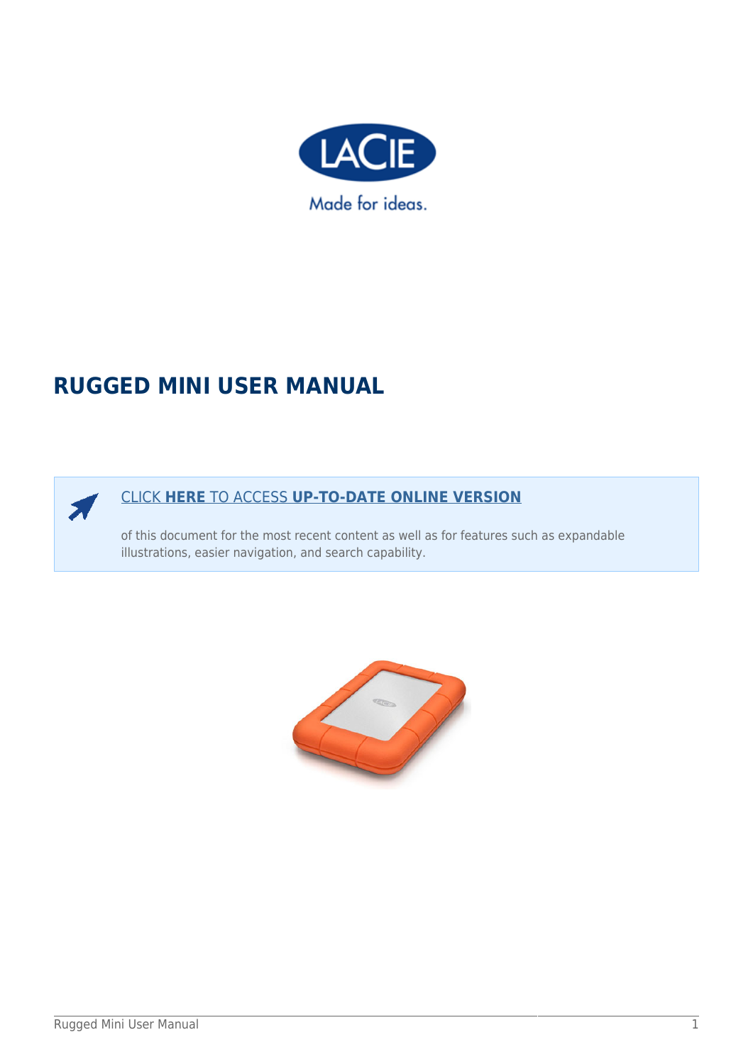# RUGGED MINI USER MANUAL

**CLICK HERE TO ACCESS UP-TO-DATE ONLINE VERSION**

of this document for the most recent content as well as for features such as expandable illustrations, easier navigation, and search capability.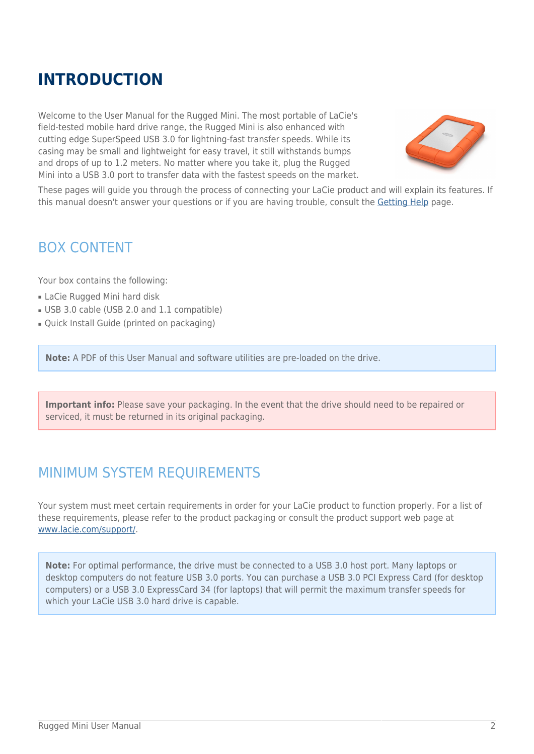# INTRODUCTION

Welcome to the User Manual for the Rugged Mini. The most portable of LaCie's field-tested mobile hard drive range, the Rugged Mini is also enhanced with cutting edge SuperSpeed USB 3.0 for lightning-fast transfer speeds. While its casing may be small and lightweight for easy travel, it still withstands bumps and drops of up to 1.2 meters. No matter where you take it, plug the Rugged Mini into a USB 3.0 port to transfer data with the fastest speeds on the market.

These pages will guide you through the process of connecting your LaCie product and will explain its features. If this manual doesn't answer your questions or if you are having trouble, consult the Getting Help page.

## BOX CONTENT

Your box contains the following:

- LaCie Rugged Mini hard disk
- USB 3.0 cable (USB 2.0 and 1.1 compatible)
- Quick Install Guide (printed on packaging)

**Note:** A PDF of this User Manual and software utilities are pre-loaded on the drive.

**Important info:** Please save your packaging. In the event that the drive should need to be repaired or serviced, it must be returned in its original packaging.

## MINIMUM SYSTEM REQUIREMENTS

Your system must meet certain requirements in order for your LaCie product to function properly. For a list of these requirements, please refer to the product packaging or consult the product support web page at www.lacie.com/support/.

**Note:** For optimal performance, the drive must be connected to a USB 3.0 host port. Many laptops or desktop computers do not feature USB 3.0 ports. You can purchase a USB 3.0 PCI Express Card (for desktop computers) or a USB 3.0 ExpressCard 34 (for laptops) that will permit the maximum transfer speeds for which your LaCie USB 3.0 hard drive is capable.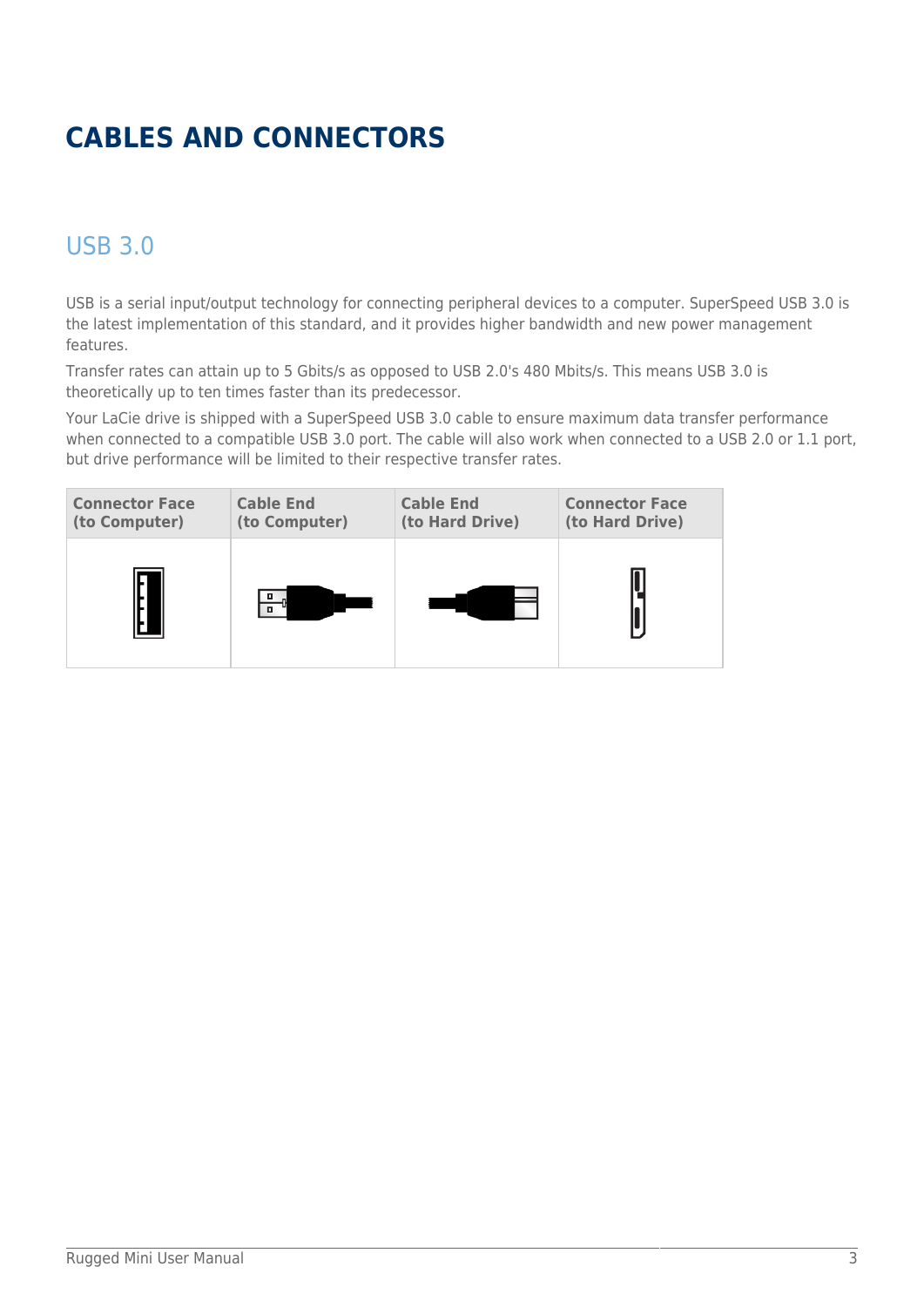# CABLES AND CONNECTORS

## USB 3.0

USB is a serial input/output technology for connecting peripheral devices to a computer. SuperSpeed USB 3.0 is the latest implementation of this standard, and it provides higher bandwidth and new power management features.

Transfer rates can attain up to 5 Gbits/s as opposed to USB 2.0's 480 Mbits/s. This means USB 3.0 is theoretically up to ten times faster than its predecessor.

Your LaCie drive is shipped with a SuperSpeed USB 3.0 cable to ensure maximum data transfer performance when connected to a compatible USB 3.0 port. The cable will also work when connected to a USB 2.0 or 1.1 port, but drive performance will be limited to their respective transfer rates.

| Connector Face (to Computer) | Cable End (to Computer) | Cable End (to Hard Drive) | Connector Face (to Hard Drive) |
| --- | --- | --- | --- |
| | | | |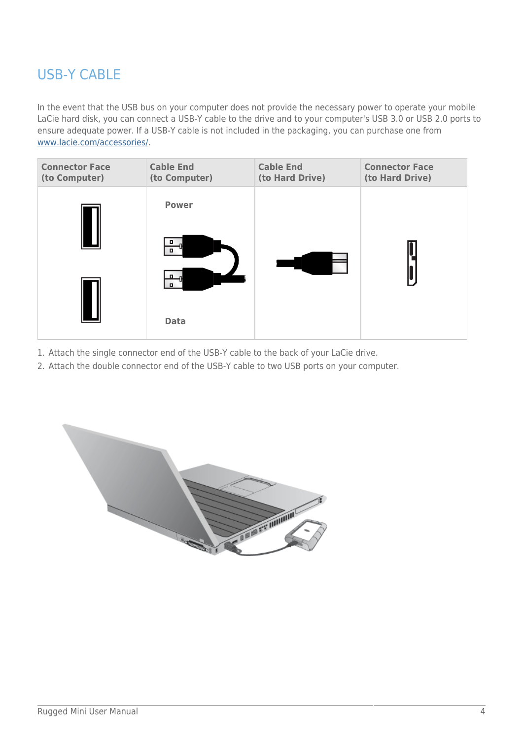## USB-Y CABLE

In the event that the USB bus on your computer does not provide the necessary power to operate your mobile LaCie hard disk, you can connect a USB-Y cable to the drive and to your computer's USB 3.0 or USB 2.0 ports to ensure adequate power. If a USB-Y cable is not included in the packaging, you can purchase one from www.lacie.com/accessories/.

| Connector Face (to Computer) | Cable End (to Computer) | Cable End (to Hard Drive) | Connector Face (to Hard Drive) |
|---|---|---|---|
| | Power<br><br>Data | | |

1. Attach the single connector end of the USB-Y cable to the back of your LaCie drive.
2. Attach the double connector end of the USB-Y cable to two USB ports on your computer.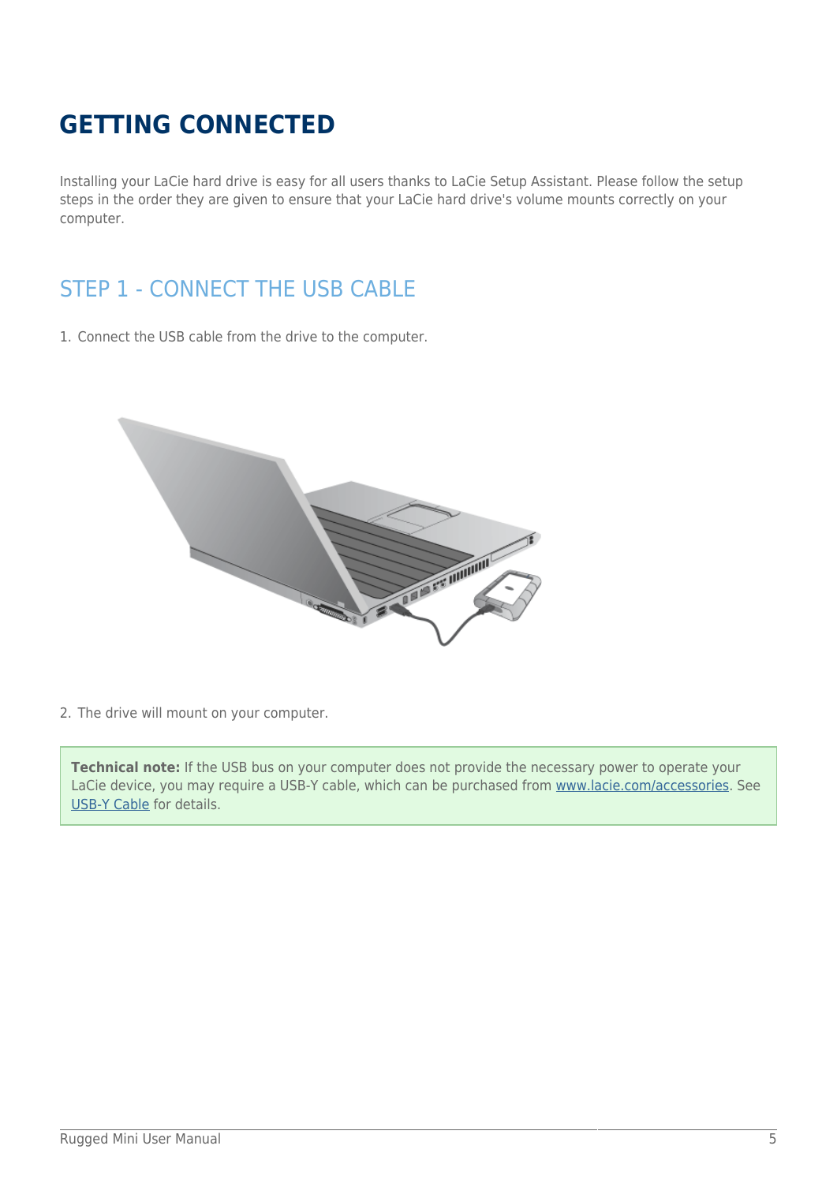# GETTING CONNECTED

Installing your LaCie hard drive is easy for all users thanks to LaCie Setup Assistant. Please follow the setup steps in the order they are given to ensure that your LaCie hard drive's volume mounts correctly on your computer.

## STEP 1 - CONNECT THE USB CABLE

1. Connect the USB cable from the drive to the computer.

2. The drive will mount on your computer.

**Technical note:** If the USB bus on your computer does not provide the necessary power to operate your LaCie device, you may require a USB-Y cable, which can be purchased from www.lacie.com/accessories. See USB-Y Cable for details.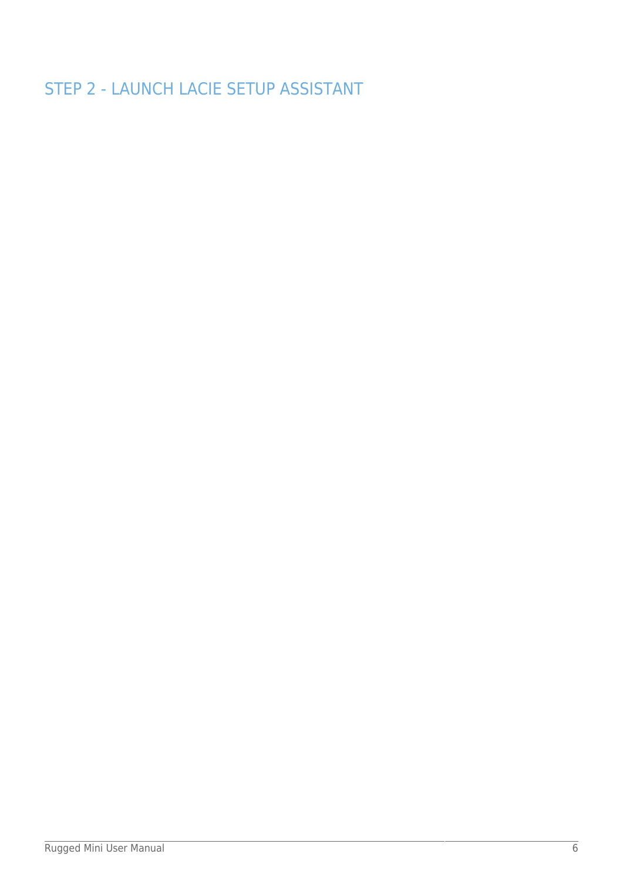## STEP 2 - LAUNCH LACIE SETUP ASSISTANT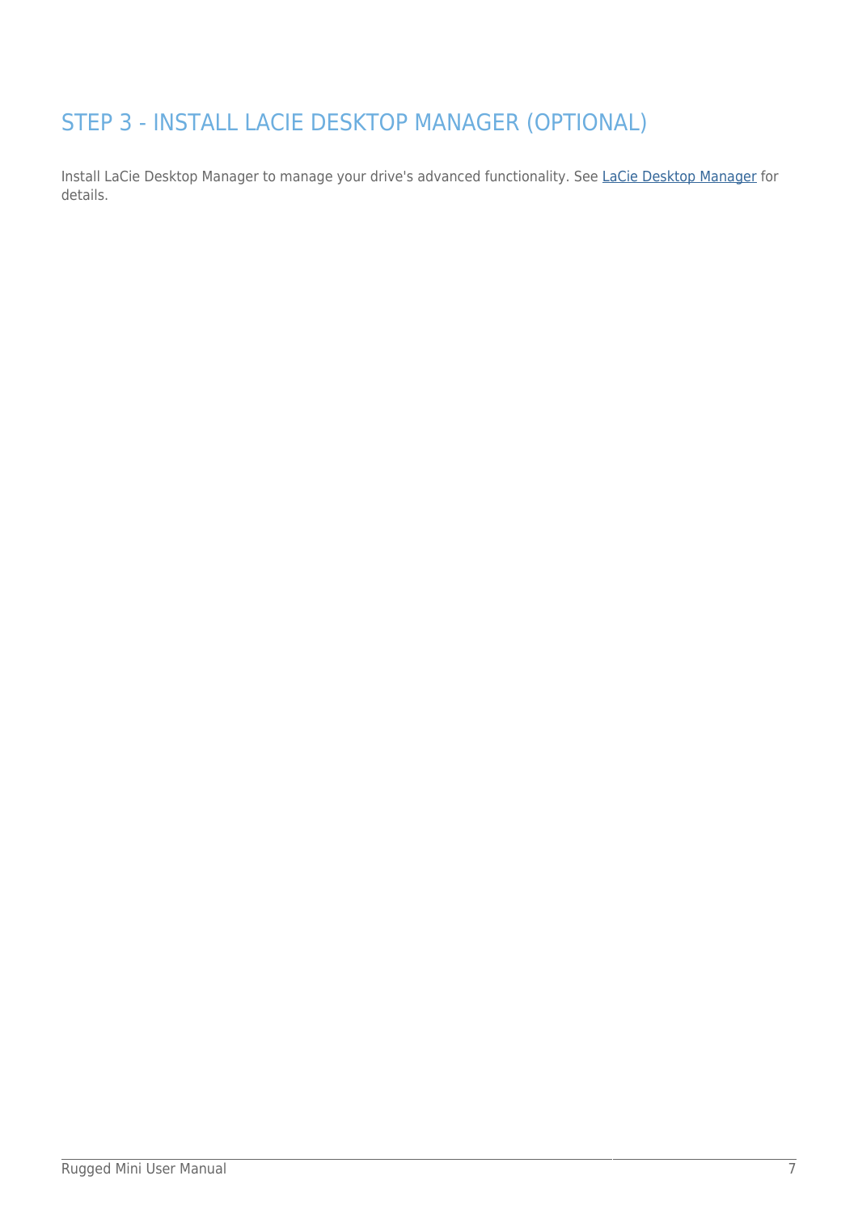## STEP 3 - INSTALL LACIE DESKTOP MANAGER (OPTIONAL)

Install LaCie Desktop Manager to manage your drive's advanced functionality. See LaCie Desktop Manager for details.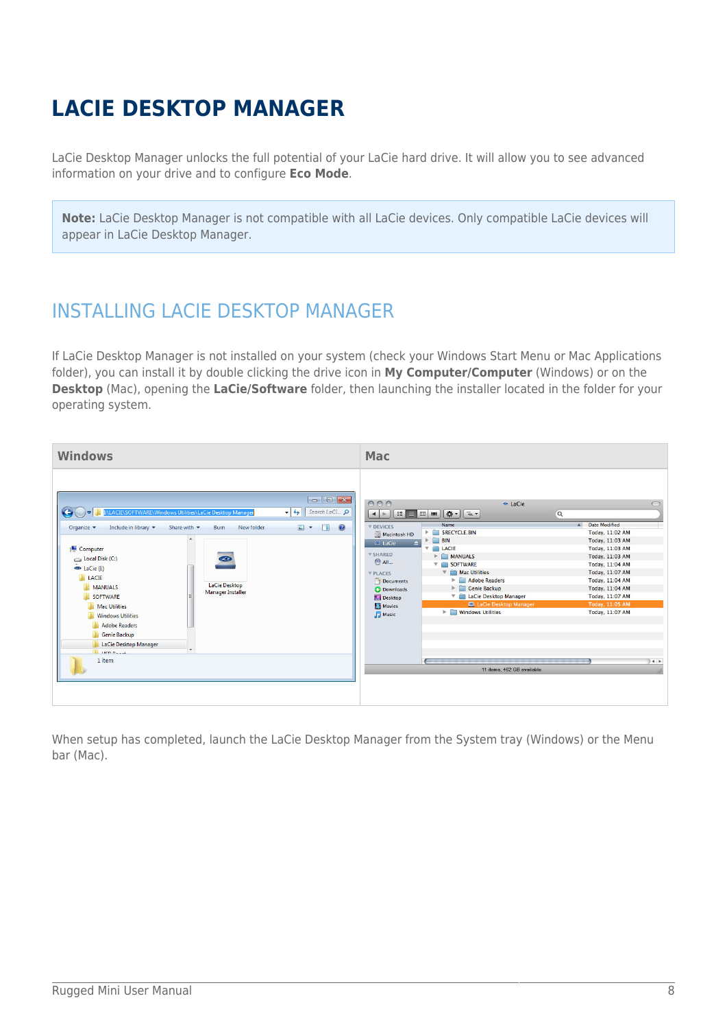# LACIE DESKTOP MANAGER

LaCie Desktop Manager unlocks the full potential of your LaCie hard drive. It will allow you to see advanced information on your drive and to configure **Eco Mode**.

**Note:** LaCie Desktop Manager is not compatible with all LaCie devices. Only compatible LaCie devices will appear in LaCie Desktop Manager.

## INSTALLING LACIE DESKTOP MANAGER

If LaCie Desktop Manager is not installed on your system (check your Windows Start Menu or Mac Applications folder), you can install it by double clicking the drive icon in **My Computer/Computer** (Windows) or on the **Desktop** (Mac), opening the **LaCie/Software** folder, then launching the installer located in the folder for your operating system.

| Windows | Mac |
| --- | --- |
| | |

When setup has completed, launch the LaCie Desktop Manager from the System tray (Windows) or the Menu bar (Mac).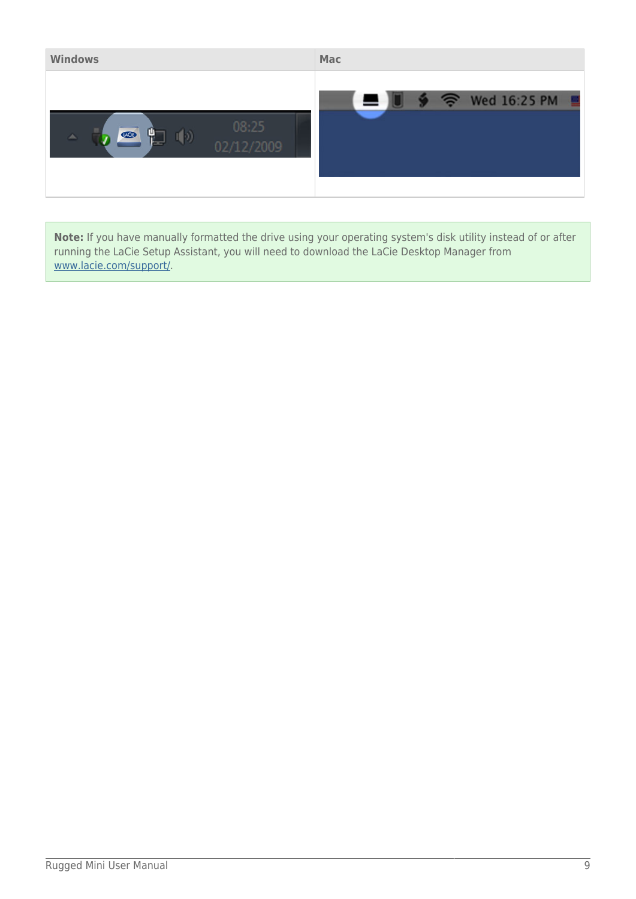| Windows | Mac |
|---|---|
| | |

**Note:** If you have manually formatted the drive using your operating system's disk utility instead of or after running the LaCie Setup Assistant, you will need to download the LaCie Desktop Manager from www.lacie.com/support/.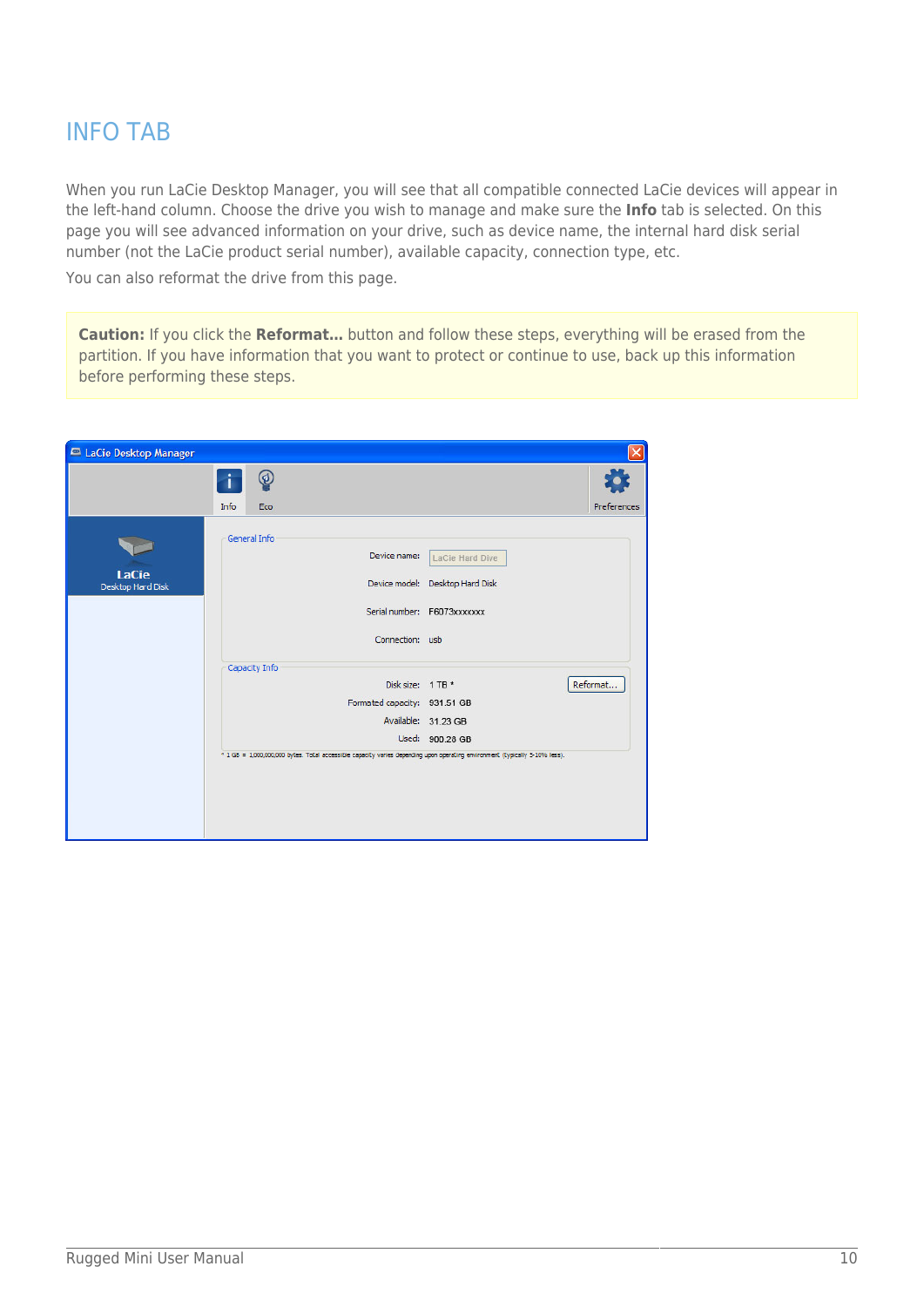# INFO TAB

When you run LaCie Desktop Manager, you will see that all compatible connected LaCie devices will appear in the left-hand column. Choose the drive you wish to manage and make sure the **Info** tab is selected. On this page you will see advanced information on your drive, such as device name, the internal hard disk serial number (not the LaCie product serial number), available capacity, connection type, etc.

You can also reformat the drive from this page.

**Caution:** If you click the **Reformat...** button and follow these steps, everything will be erased from the partition. If you have information that you want to protect or continue to use, back up this information before performing these steps.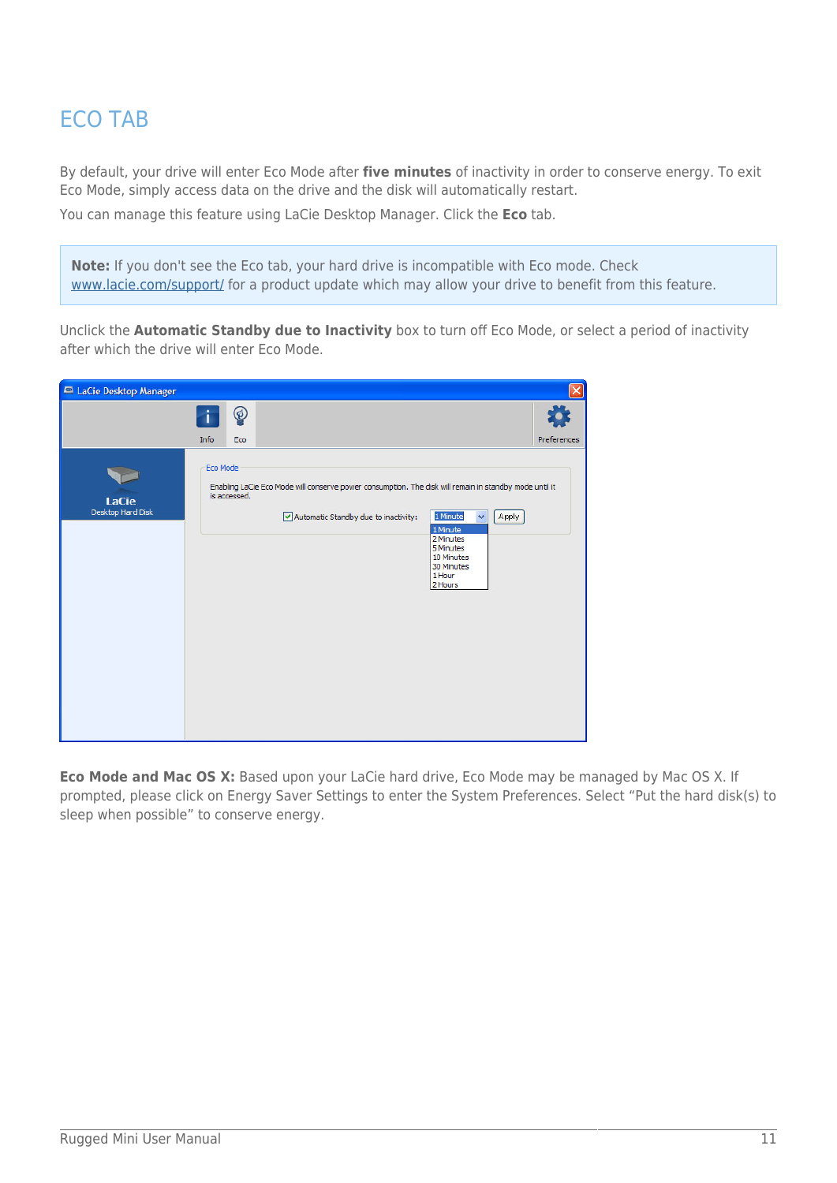# ECO TAB

By default, your drive will enter Eco Mode after **five minutes** of inactivity in order to conserve energy. To exit Eco Mode, simply access data on the drive and the disk will automatically restart.

You can manage this feature using LaCie Desktop Manager. Click the **Eco** tab.

> **Note:** If you don't see the Eco tab, your hard drive is incompatible with Eco mode. Check www.lacie.com/support/ for a product update which may allow your drive to benefit from this feature.

Unclick the **Automatic Standby due to Inactivity** box to turn off Eco Mode, or select a period of inactivity after which the drive will enter Eco Mode.

**Eco Mode and Mac OS X:** Based upon your LaCie hard drive, Eco Mode may be managed by Mac OS X. If prompted, please click on Energy Saver Settings to enter the System Preferences. Select "Put the hard disk(s) to sleep when possible" to conserve energy.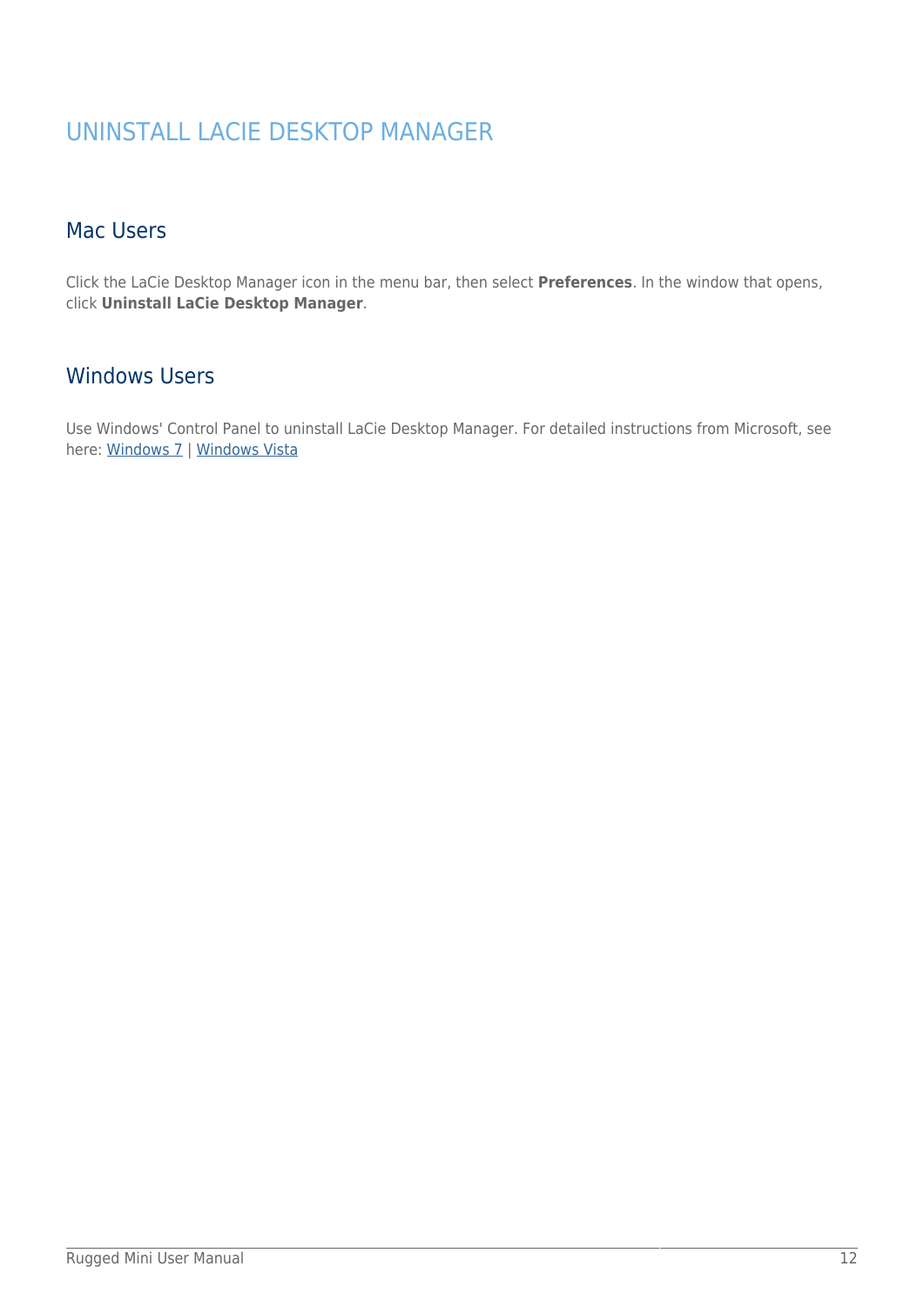# UNINSTALL LACIE DESKTOP MANAGER

## Mac Users

Click the LaCie Desktop Manager icon in the menu bar, then select **Preferences**. In the window that opens, click **Uninstall LaCie Desktop Manager**.

## Windows Users

Use Windows' Control Panel to uninstall LaCie Desktop Manager. For detailed instructions from Microsoft, see here: Windows 7 | Windows Vista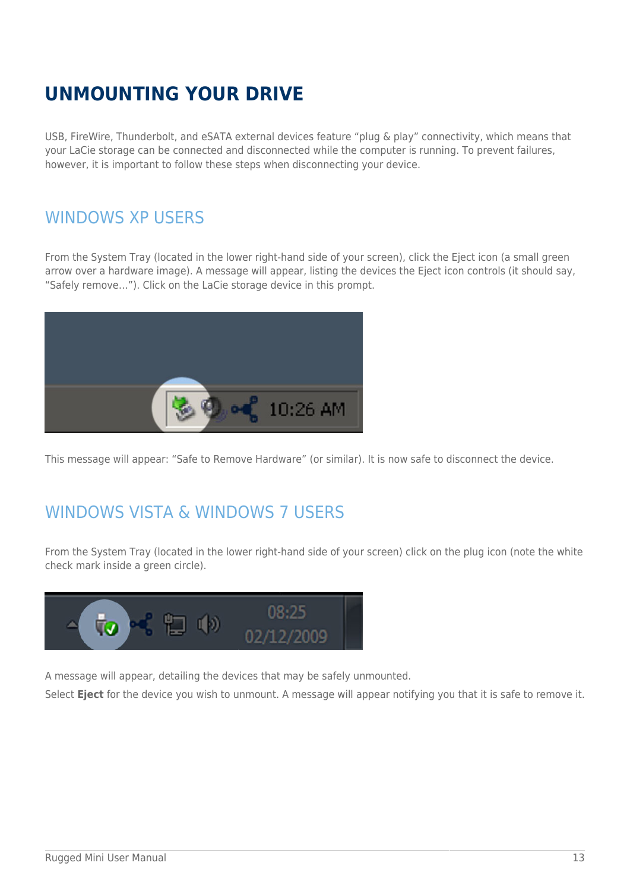# UNMOUNTING YOUR DRIVE

USB, FireWire, Thunderbolt, and eSATA external devices feature “plug & play” connectivity, which means that your LaCie storage can be connected and disconnected while the computer is running. To prevent failures, however, it is important to follow these steps when disconnecting your device.

## WINDOWS XP USERS

From the System Tray (located in the lower right-hand side of your screen), click the Eject icon (a small green arrow over a hardware image). A message will appear, listing the devices the Eject icon controls (it should say, “Safely remove…”). Click on the LaCie storage device in this prompt.

This message will appear: “Safe to Remove Hardware” (or similar). It is now safe to disconnect the device.

## WINDOWS VISTA & WINDOWS 7 USERS

From the System Tray (located in the lower right-hand side of your screen) click on the plug icon (note the white check mark inside a green circle).

A message will appear, detailing the devices that may be safely unmounted.

Select **Eject** for the device you wish to unmount. A message will appear notifying you that it is safe to remove it.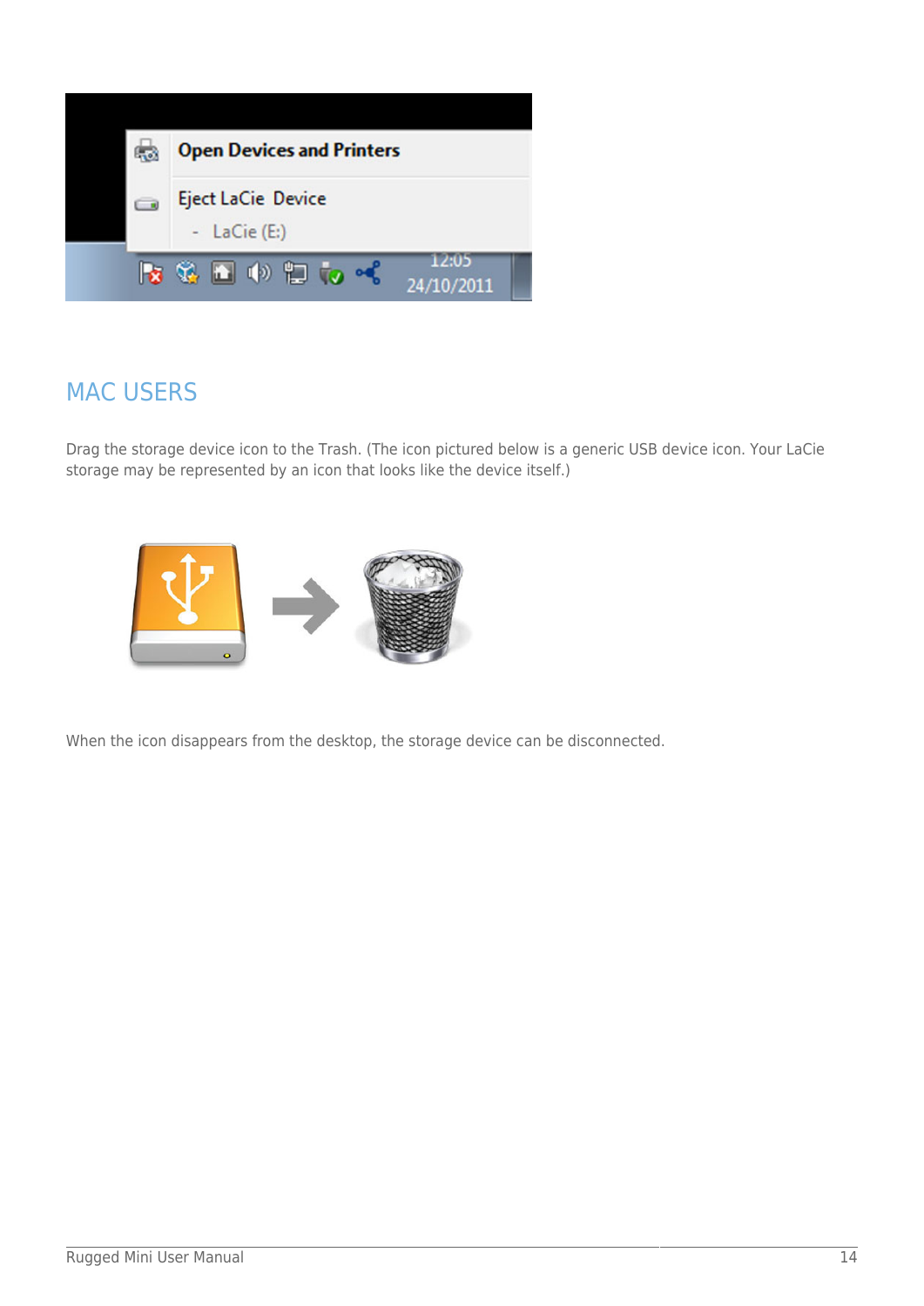## MAC USERS

Drag the storage device icon to the Trash. (The icon pictured below is a generic USB device icon. Your LaCie storage may be represented by an icon that looks like the device itself.)

When the icon disappears from the desktop, the storage device can be disconnected.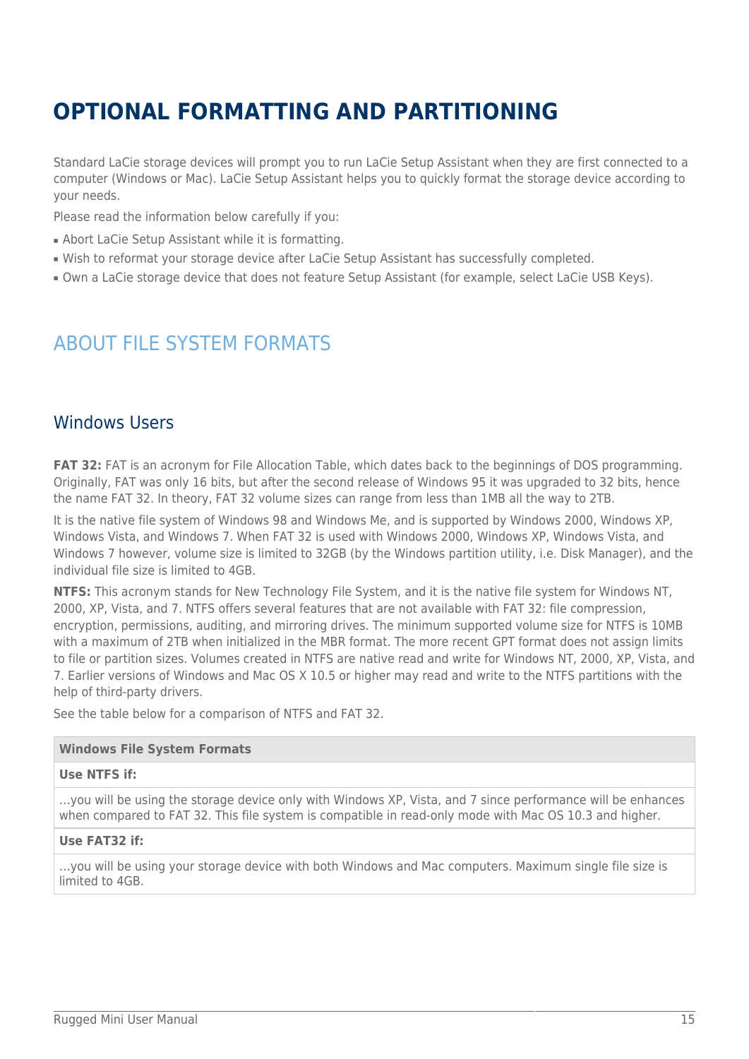# OPTIONAL FORMATTING AND PARTITIONING

Standard LaCie storage devices will prompt you to run LaCie Setup Assistant when they are first connected to a computer (Windows or Mac). LaCie Setup Assistant helps you to quickly format the storage device according to your needs.

Please read the information below carefully if you:

- Abort LaCie Setup Assistant while it is formatting.
- Wish to reformat your storage device after LaCie Setup Assistant has successfully completed.
- Own a LaCie storage device that does not feature Setup Assistant (for example, select LaCie USB Keys).

## ABOUT FILE SYSTEM FORMATS

### Windows Users

**FAT 32:** FAT is an acronym for File Allocation Table, which dates back to the beginnings of DOS programming. Originally, FAT was only 16 bits, but after the second release of Windows 95 it was upgraded to 32 bits, hence the name FAT 32. In theory, FAT 32 volume sizes can range from less than 1MB all the way to 2TB.

It is the native file system of Windows 98 and Windows Me, and is supported by Windows 2000, Windows XP, Windows Vista, and Windows 7. When FAT 32 is used with Windows 2000, Windows XP, Windows Vista, and Windows 7 however, volume size is limited to 32GB (by the Windows partition utility, i.e. Disk Manager), and the individual file size is limited to 4GB.

**NTFS:** This acronym stands for New Technology File System, and it is the native file system for Windows NT, 2000, XP, Vista, and 7. NTFS offers several features that are not available with FAT 32: file compression, encryption, permissions, auditing, and mirroring drives. The minimum supported volume size for NTFS is 10MB with a maximum of 2TB when initialized in the MBR format. The more recent GPT format does not assign limits to file or partition sizes. Volumes created in NTFS are native read and write for Windows NT, 2000, XP, Vista, and 7. Earlier versions of Windows and Mac OS X 10.5 or higher may read and write to the NTFS partitions with the help of third-party drivers.

See the table below for a comparison of NTFS and FAT 32.

| Windows File System Formats |
|---|
| **Use NTFS if:** |
| …you will be using the storage device only with Windows XP, Vista, and 7 since performance will be enhances when compared to FAT 32. This file system is compatible in read-only mode with Mac OS 10.3 and higher. |
| **Use FAT32 if:** |
| …you will be using your storage device with both Windows and Mac computers. Maximum single file size is limited to 4GB. |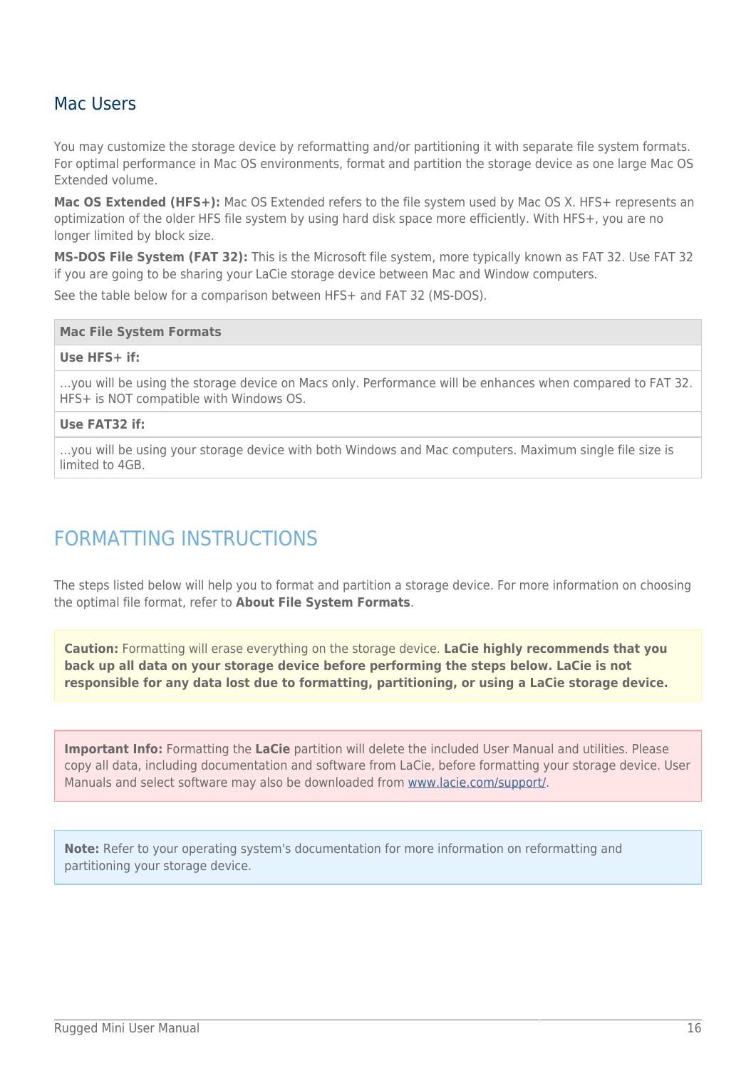### Mac Users

You may customize the storage device by reformatting and/or partitioning it with separate file system formats. For optimal performance in Mac OS environments, format and partition the storage device as one large Mac OS Extended volume.

**Mac OS Extended (HFS+):** Mac OS Extended refers to the file system used by Mac OS X. HFS+ represents an optimization of the older HFS file system by using hard disk space more efficiently. With HFS+, you are no longer limited by block size.

**MS-DOS File System (FAT 32):** This is the Microsoft file system, more typically known as FAT 32. Use FAT 32 if you are going to be sharing your LaCie storage device between Mac and Window computers.

See the table below for a comparison between HFS+ and FAT 32 (MS-DOS).

| Mac File System Formats |
|---|
| **Use HFS+ if:** |
| ...you will be using the storage device on Macs only. Performance will be enhances when compared to FAT 32. HFS+ is NOT compatible with Windows OS. |
| **Use FAT32 if:** |
| ...you will be using your storage device with both Windows and Mac computers. Maximum single file size is limited to 4GB. |

## FORMATTING INSTRUCTIONS

The steps listed below will help you to format and partition a storage device. For more information on choosing the optimal file format, refer to **About File System Formats**.

**Caution:** Formatting will erase everything on the storage device. **LaCie highly recommends that you back up all data on your storage device before performing the steps below. LaCie is not responsible for any data lost due to formatting, partitioning, or using a LaCie storage device.**

**Important Info:** Formatting the **LaCie** partition will delete the included User Manual and utilities. Please copy all data, including documentation and software from LaCie, before formatting your storage device. User Manuals and select software may also be downloaded from www.lacie.com/support/.

**Note:** Refer to your operating system's documentation for more information on reformatting and partitioning your storage device.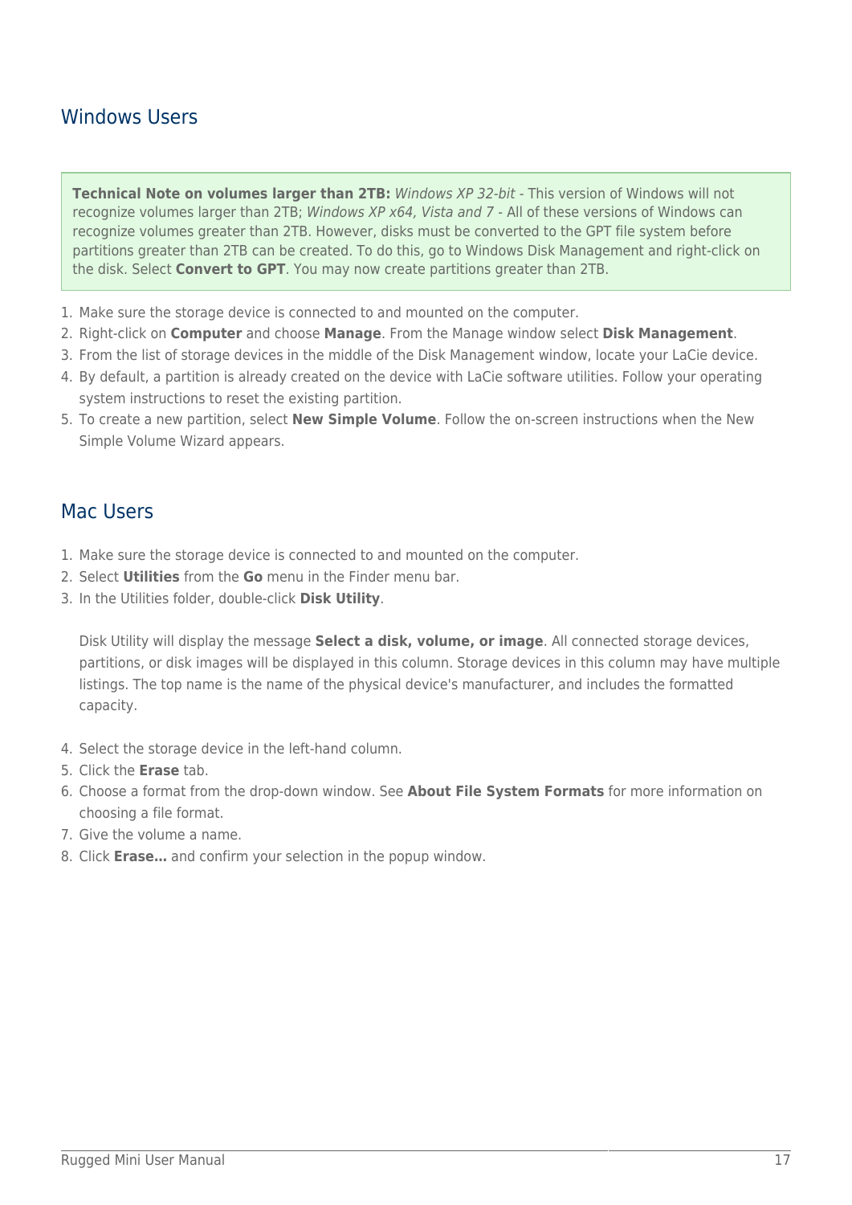## Windows Users

> **Technical Note on volumes larger than 2TB:** *Windows XP 32-bit* - This version of Windows will not recognize volumes larger than 2TB; *Windows XP x64, Vista and 7* - All of these versions of Windows can recognize volumes greater than 2TB. However, disks must be converted to the GPT file system before partitions greater than 2TB can be created. To do this, go to Windows Disk Management and right-click on the disk. Select **Convert to GPT**. You may now create partitions greater than 2TB.

1. Make sure the storage device is connected to and mounted on the computer.
2. Right-click on **Computer** and choose **Manage**. From the Manage window select **Disk Management**.
3. From the list of storage devices in the middle of the Disk Management window, locate your LaCie device.
4. By default, a partition is already created on the device with LaCie software utilities. Follow your operating system instructions to reset the existing partition.
5. To create a new partition, select **New Simple Volume**. Follow the on-screen instructions when the New Simple Volume Wizard appears.

## Mac Users

1. Make sure the storage device is connected to and mounted on the computer.
2. Select **Utilities** from the **Go** menu in the Finder menu bar.
3. In the Utilities folder, double-click **Disk Utility**.

   Disk Utility will display the message **Select a disk, volume, or image**. All connected storage devices, partitions, or disk images will be displayed in this column. Storage devices in this column may have multiple listings. The top name is the name of the physical device's manufacturer, and includes the formatted capacity.

4. Select the storage device in the left-hand column.
5. Click the **Erase** tab.
6. Choose a format from the drop-down window. See **About File System Formats** for more information on choosing a file format.
7. Give the volume a name.
8. Click **Erase...** and confirm your selection in the popup window.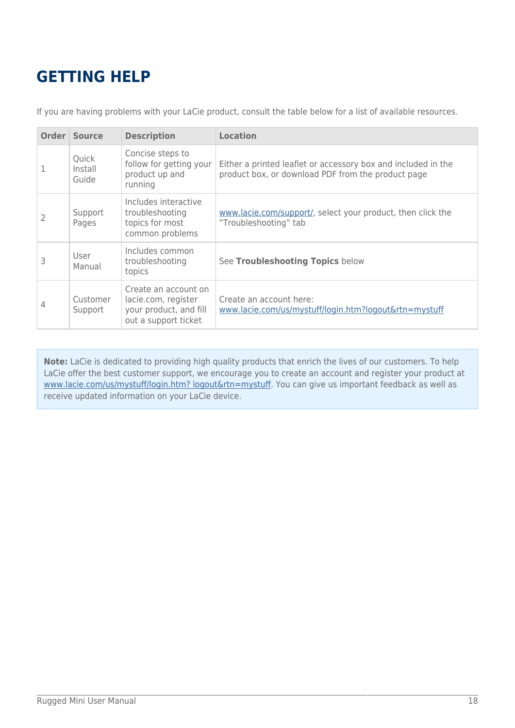# GETTING HELP

If you are having problems with your LaCie product, consult the table below for a list of available resources.

| Order | Source | Description | Location |
| --- | --- | --- | --- |
| 1 | Quick Install Guide | Concise steps to follow for getting your product up and running | Either a printed leaflet or accessory box and included in the product box, or download PDF from the product page |
| 2 | Support Pages | Includes interactive troubleshooting topics for most common problems | www.lacie.com/support/, select your product, then click the "Troubleshooting" tab |
| 3 | User Manual | Includes common troubleshooting topics | See **Troubleshooting Topics** below |
| 4 | Customer Support | Create an account on lacie.com, register your product, and fill out a support ticket | Create an account here: www.lacie.com/us/mystuff/login.htm?logout&rtn=mystuff |

**Note:** LaCie is dedicated to providing high quality products that enrich the lives of our customers. To help LaCie offer the best customer support, we encourage you to create an account and register your product at www.lacie.com/us/mystuff/login.htm? logout&rtn=mystuff. You can give us important feedback as well as receive updated information on your LaCie device.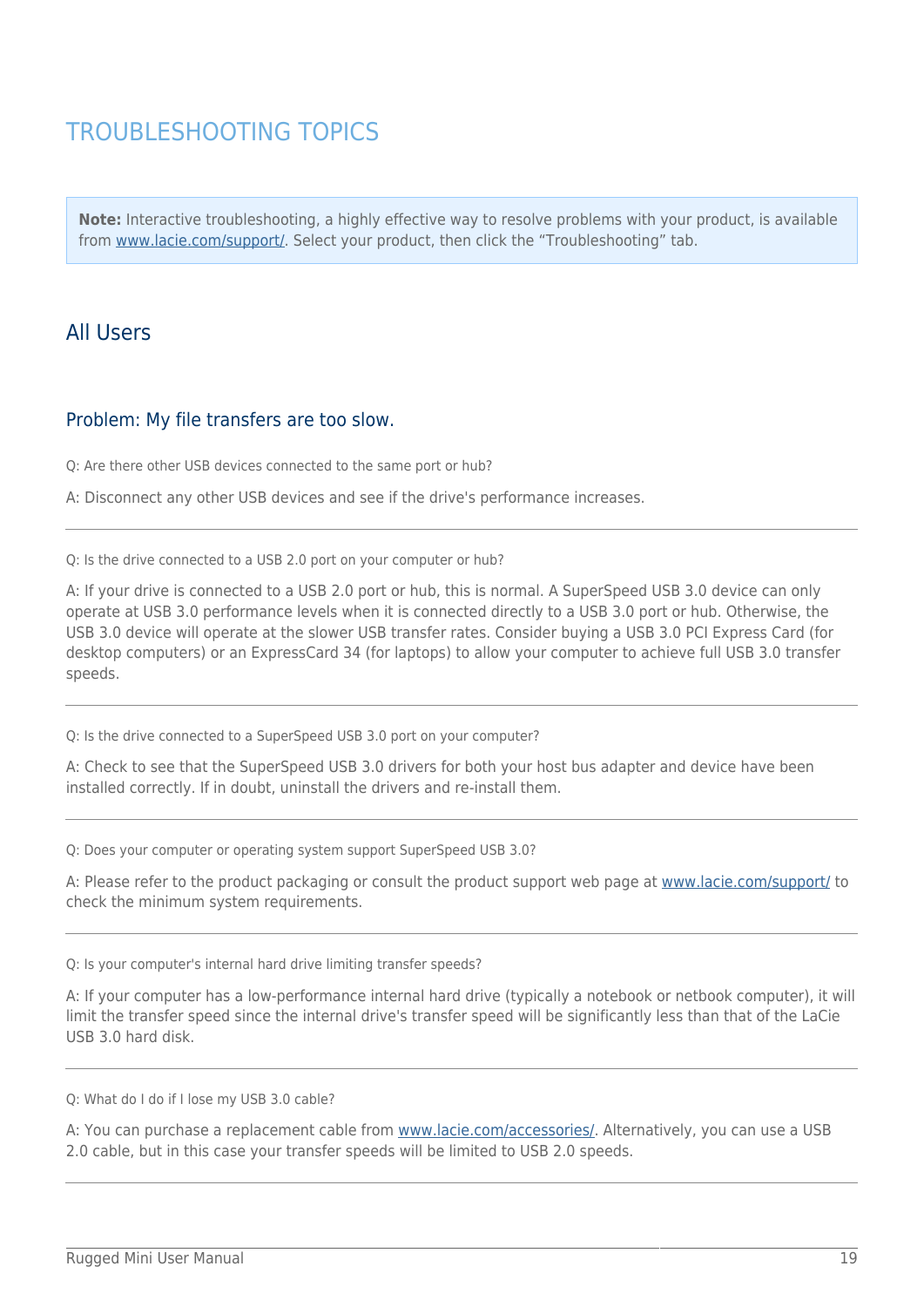# TROUBLESHOOTING TOPICS

**Note:** Interactive troubleshooting, a highly effective way to resolve problems with your product, is available from [www.lacie.com/support/](www.lacie.com/support/). Select your product, then click the "Troubleshooting" tab.

## All Users

### Problem: My file transfers are too slow.

Q: Are there other USB devices connected to the same port or hub?

A: Disconnect any other USB devices and see if the drive's performance increases.

---

Q: Is the drive connected to a USB 2.0 port on your computer or hub?

A: If your drive is connected to a USB 2.0 port or hub, this is normal. A SuperSpeed USB 3.0 device can only operate at USB 3.0 performance levels when it is connected directly to a USB 3.0 port or hub. Otherwise, the USB 3.0 device will operate at the slower USB transfer rates. Consider buying a USB 3.0 PCI Express Card (for desktop computers) or an ExpressCard 34 (for laptops) to allow your computer to achieve full USB 3.0 transfer speeds.

---

Q: Is the drive connected to a SuperSpeed USB 3.0 port on your computer?

A: Check to see that the SuperSpeed USB 3.0 drivers for both your host bus adapter and device have been installed correctly. If in doubt, uninstall the drivers and re-install them.

---

Q: Does your computer or operating system support SuperSpeed USB 3.0?

A: Please refer to the product packaging or consult the product support web page at [www.lacie.com/support/](www.lacie.com/support/) to check the minimum system requirements.

---

Q: Is your computer's internal hard drive limiting transfer speeds?

A: If your computer has a low-performance internal hard drive (typically a notebook or netbook computer), it will limit the transfer speed since the internal drive's transfer speed will be significantly less than that of the LaCie USB 3.0 hard disk.

---

Q: What do I do if I lose my USB 3.0 cable?

A: You can purchase a replacement cable from [www.lacie.com/accessories/](www.lacie.com/accessories/). Alternatively, you can use a USB 2.0 cable, but in this case your transfer speeds will be limited to USB 2.0 speeds.

---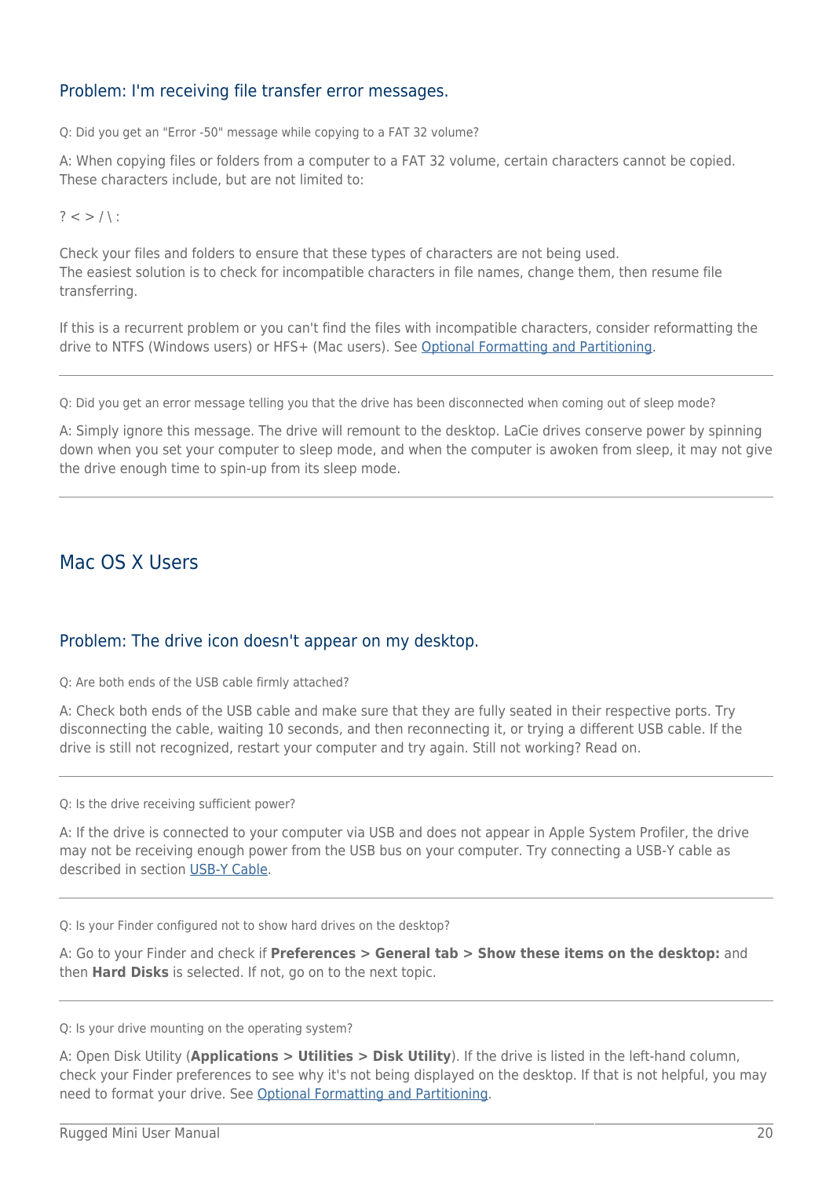### Problem: I'm receiving file transfer error messages.

Q: Did you get an "Error -50" message while copying to a FAT 32 volume?

A: When copying files or folders from a computer to a FAT 32 volume, certain characters cannot be copied. These characters include, but are not limited to:

? < > / \ :

Check your files and folders to ensure that these types of characters are not being used.
The easiest solution is to check for incompatible characters in file names, change them, then resume file transferring.

If this is a recurrent problem or you can't find the files with incompatible characters, consider reformatting the drive to NTFS (Windows users) or HFS+ (Mac users). See Optional Formatting and Partitioning.

---

Q: Did you get an error message telling you that the drive has been disconnected when coming out of sleep mode?

A: Simply ignore this message. The drive will remount to the desktop. LaCie drives conserve power by spinning down when you set your computer to sleep mode, and when the computer is awoken from sleep, it may not give the drive enough time to spin-up from its sleep mode.

---

## Mac OS X Users

### Problem: The drive icon doesn't appear on my desktop.

Q: Are both ends of the USB cable firmly attached?

A: Check both ends of the USB cable and make sure that they are fully seated in their respective ports. Try disconnecting the cable, waiting 10 seconds, and then reconnecting it, or trying a different USB cable. If the drive is still not recognized, restart your computer and try again. Still not working? Read on.

---

Q: Is the drive receiving sufficient power?

A: If the drive is connected to your computer via USB and does not appear in Apple System Profiler, the drive may not be receiving enough power from the USB bus on your computer. Try connecting a USB-Y cable as described in section USB-Y Cable.

---

Q: Is your Finder configured not to show hard drives on the desktop?

A: Go to your Finder and check if **Preferences > General tab > Show these items on the desktop:** and then **Hard Disks** is selected. If not, go on to the next topic.

---

Q: Is your drive mounting on the operating system?

A: Open Disk Utility (**Applications > Utilities > Disk Utility**). If the drive is listed in the left-hand column, check your Finder preferences to see why it's not being displayed on the desktop. If that is not helpful, you may need to format your drive. See Optional Formatting and Partitioning.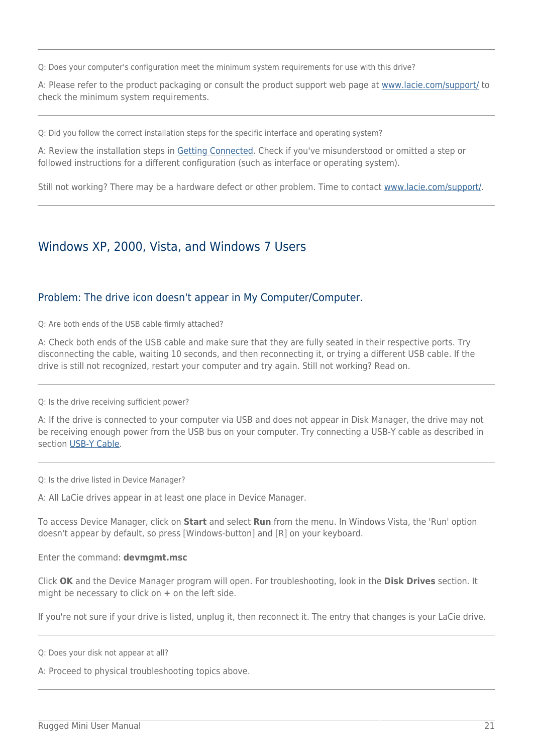---

Q: Does your computer's configuration meet the minimum system requirements for use with this drive?

A: Please refer to the product packaging or consult the product support web page at [www.lacie.com/support/](www.lacie.com/support/) to check the minimum system requirements.

---

Q: Did you follow the correct installation steps for the specific interface and operating system?

A: Review the installation steps in [Getting Connected](). Check if you've misunderstood or omitted a step or followed instructions for a different configuration (such as interface or operating system).

Still not working? There may be a hardware defect or other problem. Time to contact [www.lacie.com/support/](www.lacie.com/support/).

---

## Windows XP, 2000, Vista, and Windows 7 Users

### Problem: The drive icon doesn't appear in My Computer/Computer.

Q: Are both ends of the USB cable firmly attached?

A: Check both ends of the USB cable and make sure that they are fully seated in their respective ports. Try disconnecting the cable, waiting 10 seconds, and then reconnecting it, or trying a different USB cable. If the drive is still not recognized, restart your computer and try again. Still not working? Read on.

---

Q: Is the drive receiving sufficient power?

A: If the drive is connected to your computer via USB and does not appear in Disk Manager, the drive may not be receiving enough power from the USB bus on your computer. Try connecting a USB-Y cable as described in section [USB-Y Cable]().

---

Q: Is the drive listed in Device Manager?

A: All LaCie drives appear in at least one place in Device Manager.

To access Device Manager, click on **Start** and select **Run** from the menu. In Windows Vista, the 'Run' option doesn't appear by default, so press [Windows-button] and [R] on your keyboard.

Enter the command: **devmgmt.msc**

Click **OK** and the Device Manager program will open. For troubleshooting, look in the **Disk Drives** section. It might be necessary to click on **+** on the left side.

If you're not sure if your drive is listed, unplug it, then reconnect it. The entry that changes is your LaCie drive.

---

Q: Does your disk not appear at all?

A: Proceed to physical troubleshooting topics above.

---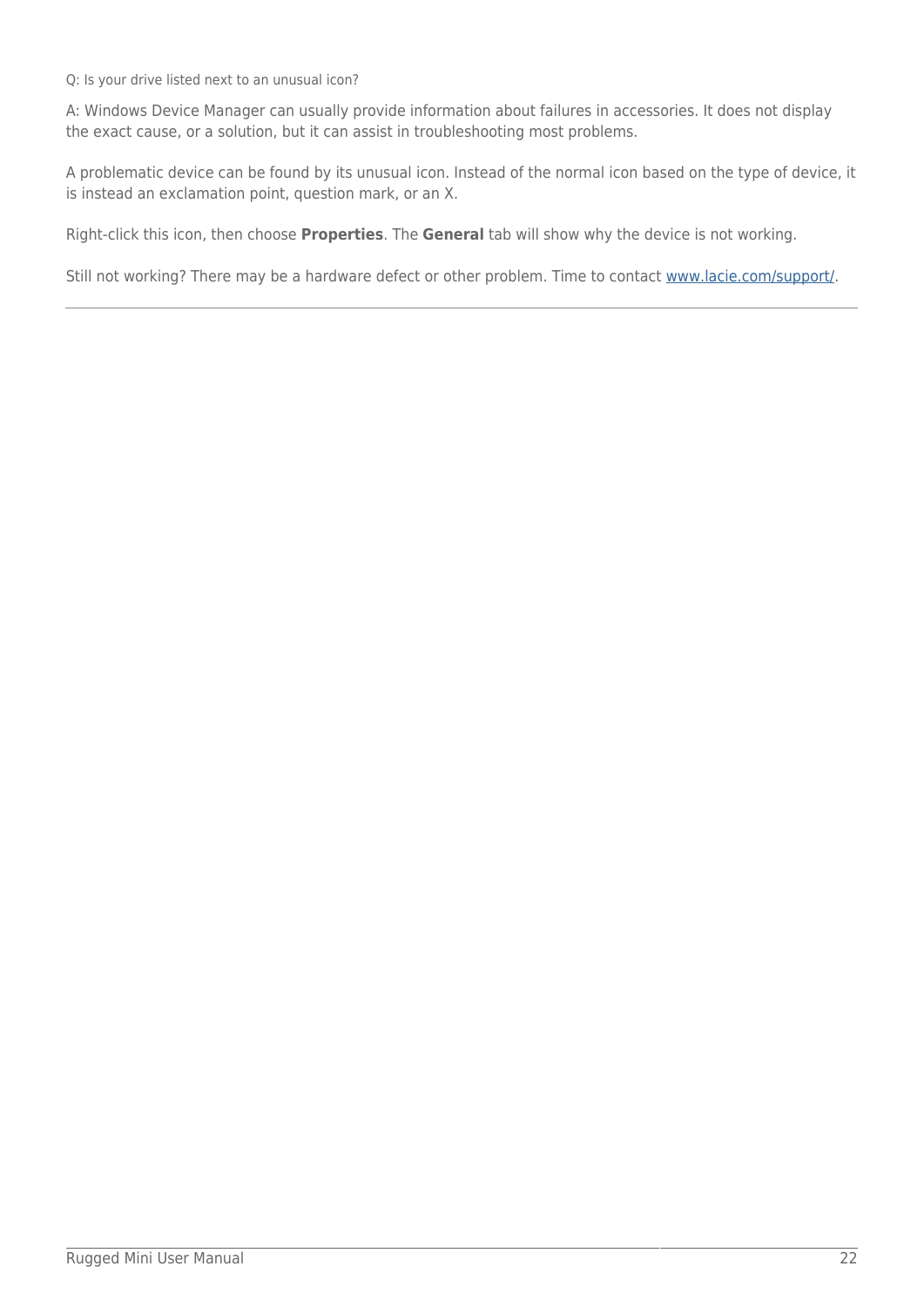Q: Is your drive listed next to an unusual icon?

A: Windows Device Manager can usually provide information about failures in accessories. It does not display the exact cause, or a solution, but it can assist in troubleshooting most problems.

A problematic device can be found by its unusual icon. Instead of the normal icon based on the type of device, it is instead an exclamation point, question mark, or an X.

Right-click this icon, then choose **Properties**. The **General** tab will show why the device is not working.

Still not working? There may be a hardware defect or other problem. Time to contact [www.lacie.com/support/](www.lacie.com/support/).

---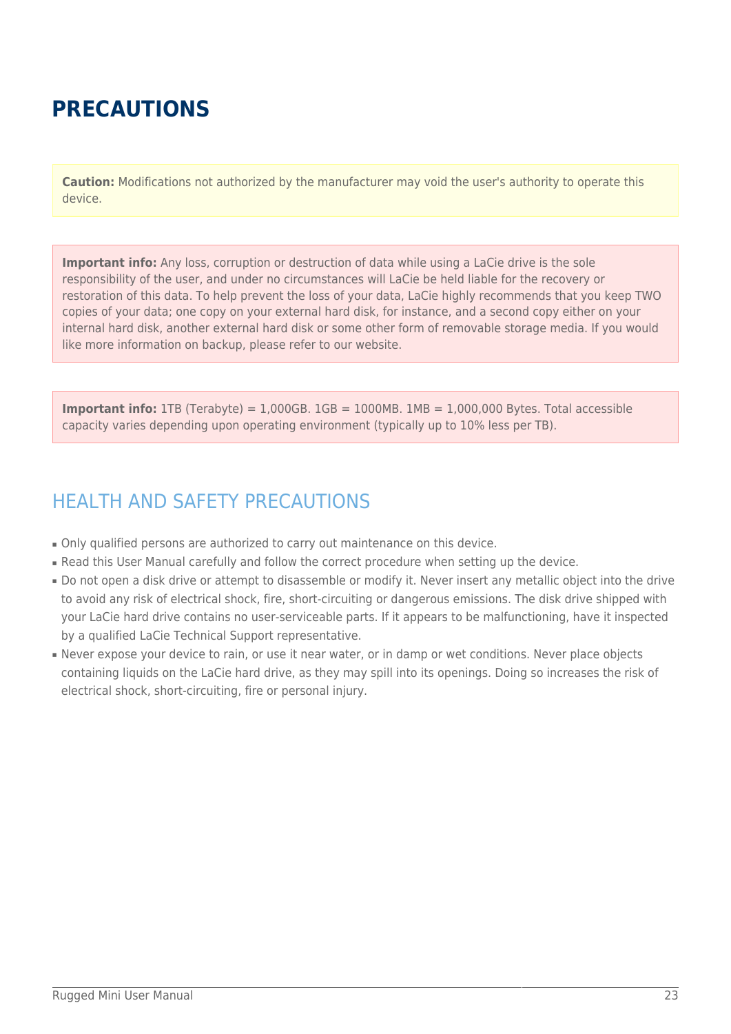# PRECAUTIONS

**Caution:** Modifications not authorized by the manufacturer may void the user's authority to operate this device.

**Important info:** Any loss, corruption or destruction of data while using a LaCie drive is the sole responsibility of the user, and under no circumstances will LaCie be held liable for the recovery or restoration of this data. To help prevent the loss of your data, LaCie highly recommends that you keep TWO copies of your data; one copy on your external hard disk, for instance, and a second copy either on your internal hard disk, another external hard disk or some other form of removable storage media. If you would like more information on backup, please refer to our website.

**Important info:** 1TB (Terabyte) = 1,000GB. 1GB = 1000MB. 1MB = 1,000,000 Bytes. Total accessible capacity varies depending upon operating environment (typically up to 10% less per TB).

## HEALTH AND SAFETY PRECAUTIONS

- Only qualified persons are authorized to carry out maintenance on this device.
- Read this User Manual carefully and follow the correct procedure when setting up the device.
- Do not open a disk drive or attempt to disassemble or modify it. Never insert any metallic object into the drive to avoid any risk of electrical shock, fire, short-circuiting or dangerous emissions. The disk drive shipped with your LaCie hard drive contains no user-serviceable parts. If it appears to be malfunctioning, have it inspected by a qualified LaCie Technical Support representative.
- Never expose your device to rain, or use it near water, or in damp or wet conditions. Never place objects containing liquids on the LaCie hard drive, as they may spill into its openings. Doing so increases the risk of electrical shock, short-circuiting, fire or personal injury.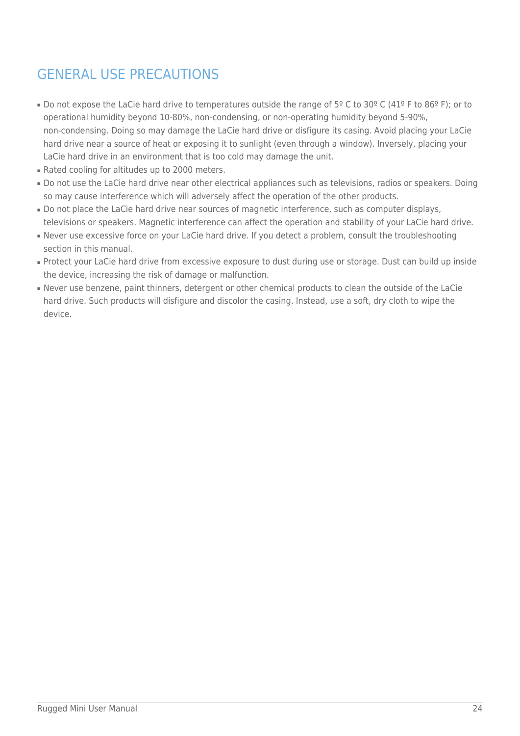# GENERAL USE PRECAUTIONS

- Do not expose the LaCie hard drive to temperatures outside the range of 5º C to 30º C (41º F to 86º F); or to operational humidity beyond 10-80%, non-condensing, or non-operating humidity beyond 5-90%, non-condensing. Doing so may damage the LaCie hard drive or disfigure its casing. Avoid placing your LaCie hard drive near a source of heat or exposing it to sunlight (even through a window). Inversely, placing your LaCie hard drive in an environment that is too cold may damage the unit.
- Rated cooling for altitudes up to 2000 meters.
- Do not use the LaCie hard drive near other electrical appliances such as televisions, radios or speakers. Doing so may cause interference which will adversely affect the operation of the other products.
- Do not place the LaCie hard drive near sources of magnetic interference, such as computer displays, televisions or speakers. Magnetic interference can affect the operation and stability of your LaCie hard drive.
- Never use excessive force on your LaCie hard drive. If you detect a problem, consult the troubleshooting section in this manual.
- Protect your LaCie hard drive from excessive exposure to dust during use or storage. Dust can build up inside the device, increasing the risk of damage or malfunction.
- Never use benzene, paint thinners, detergent or other chemical products to clean the outside of the LaCie hard drive. Such products will disfigure and discolor the casing. Instead, use a soft, dry cloth to wipe the device.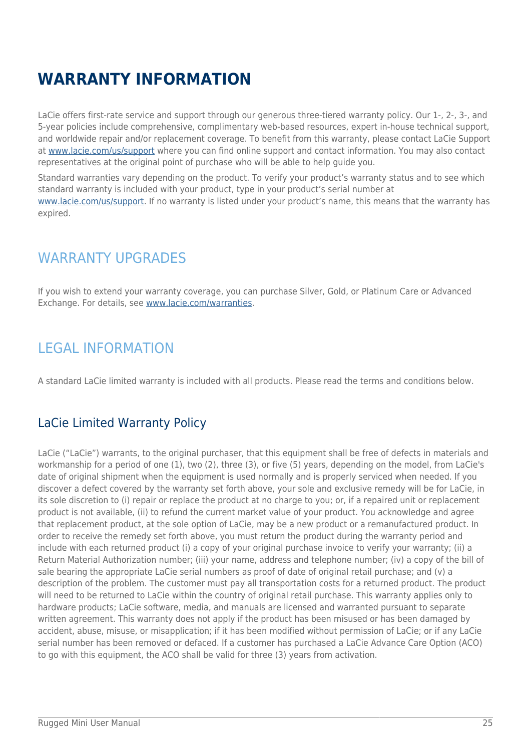# WARRANTY INFORMATION

LaCie offers first-rate service and support through our generous three-tiered warranty policy. Our 1-, 2-, 3-, and 5-year policies include comprehensive, complimentary web-based resources, expert in-house technical support, and worldwide repair and/or replacement coverage. To benefit from this warranty, please contact LaCie Support at [www.lacie.com/us/support](www.lacie.com/us/support) where you can find online support and contact information. You may also contact representatives at the original point of purchase who will be able to help guide you.

Standard warranties vary depending on the product. To verify your product's warranty status and to see which standard warranty is included with your product, type in your product's serial number at [www.lacie.com/us/support](www.lacie.com/us/support). If no warranty is listed under your product's name, this means that the warranty has expired.

## WARRANTY UPGRADES

If you wish to extend your warranty coverage, you can purchase Silver, Gold, or Platinum Care or Advanced Exchange. For details, see [www.lacie.com/warranties](www.lacie.com/warranties).

## LEGAL INFORMATION

A standard LaCie limited warranty is included with all products. Please read the terms and conditions below.

### LaCie Limited Warranty Policy

LaCie ("LaCie") warrants, to the original purchaser, that this equipment shall be free of defects in materials and workmanship for a period of one (1), two (2), three (3), or five (5) years, depending on the model, from LaCie's date of original shipment when the equipment is used normally and is properly serviced when needed. If you discover a defect covered by the warranty set forth above, your sole and exclusive remedy will be for LaCie, in its sole discretion to (i) repair or replace the product at no charge to you; or, if a repaired unit or replacement product is not available, (ii) to refund the current market value of your product. You acknowledge and agree that replacement product, at the sole option of LaCie, may be a new product or a remanufactured product. In order to receive the remedy set forth above, you must return the product during the warranty period and include with each returned product (i) a copy of your original purchase invoice to verify your warranty; (ii) a Return Material Authorization number; (iii) your name, address and telephone number; (iv) a copy of the bill of sale bearing the appropriate LaCie serial numbers as proof of date of original retail purchase; and (v) a description of the problem. The customer must pay all transportation costs for a returned product. The product will need to be returned to LaCie within the country of original retail purchase. This warranty applies only to hardware products; LaCie software, media, and manuals are licensed and warranted pursuant to separate written agreement. This warranty does not apply if the product has been misused or has been damaged by accident, abuse, misuse, or misapplication; if it has been modified without permission of LaCie; or if any LaCie serial number has been removed or defaced. If a customer has purchased a LaCie Advance Care Option (ACO) to go with this equipment, the ACO shall be valid for three (3) years from activation.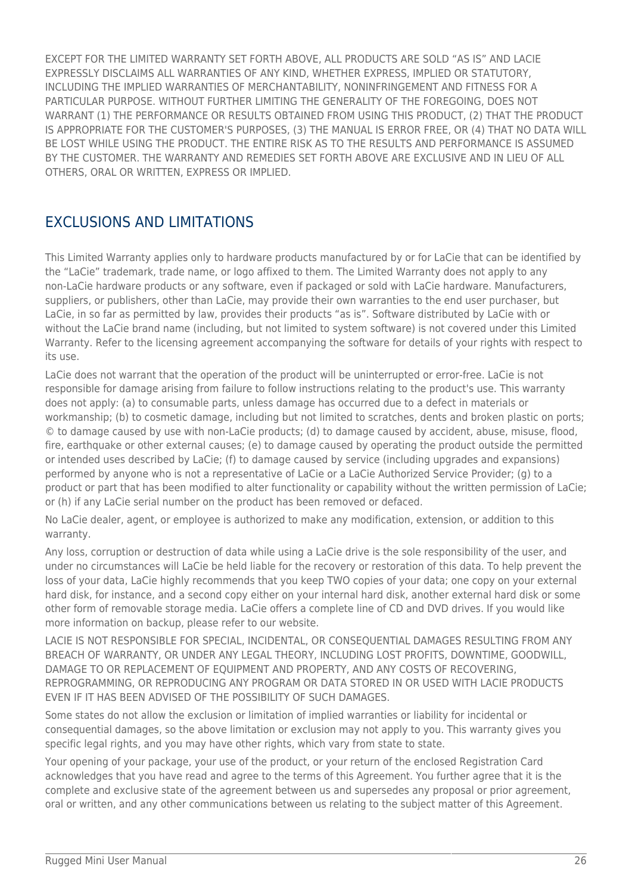EXCEPT FOR THE LIMITED WARRANTY SET FORTH ABOVE, ALL PRODUCTS ARE SOLD "AS IS" AND LACIE EXPRESSLY DISCLAIMS ALL WARRANTIES OF ANY KIND, WHETHER EXPRESS, IMPLIED OR STATUTORY, INCLUDING THE IMPLIED WARRANTIES OF MERCHANTABILITY, NONINFRINGEMENT AND FITNESS FOR A PARTICULAR PURPOSE. WITHOUT FURTHER LIMITING THE GENERALITY OF THE FOREGOING, DOES NOT WARRANT (1) THE PERFORMANCE OR RESULTS OBTAINED FROM USING THIS PRODUCT, (2) THAT THE PRODUCT IS APPROPRIATE FOR THE CUSTOMER'S PURPOSES, (3) THE MANUAL IS ERROR FREE, OR (4) THAT NO DATA WILL BE LOST WHILE USING THE PRODUCT. THE ENTIRE RISK AS TO THE RESULTS AND PERFORMANCE IS ASSUMED BY THE CUSTOMER. THE WARRANTY AND REMEDIES SET FORTH ABOVE ARE EXCLUSIVE AND IN LIEU OF ALL OTHERS, ORAL OR WRITTEN, EXPRESS OR IMPLIED.

## EXCLUSIONS AND LIMITATIONS

This Limited Warranty applies only to hardware products manufactured by or for LaCie that can be identified by the "LaCie" trademark, trade name, or logo affixed to them. The Limited Warranty does not apply to any non-LaCie hardware products or any software, even if packaged or sold with LaCie hardware. Manufacturers, suppliers, or publishers, other than LaCie, may provide their own warranties to the end user purchaser, but LaCie, in so far as permitted by law, provides their products "as is". Software distributed by LaCie with or without the LaCie brand name (including, but not limited to system software) is not covered under this Limited Warranty. Refer to the licensing agreement accompanying the software for details of your rights with respect to its use.

LaCie does not warrant that the operation of the product will be uninterrupted or error-free. LaCie is not responsible for damage arising from failure to follow instructions relating to the product's use. This warranty does not apply: (a) to consumable parts, unless damage has occurred due to a defect in materials or workmanship; (b) to cosmetic damage, including but not limited to scratches, dents and broken plastic on ports; © to damage caused by use with non-LaCie products; (d) to damage caused by accident, abuse, misuse, flood, fire, earthquake or other external causes; (e) to damage caused by operating the product outside the permitted or intended uses described by LaCie; (f) to damage caused by service (including upgrades and expansions) performed by anyone who is not a representative of LaCie or a LaCie Authorized Service Provider; (g) to a product or part that has been modified to alter functionality or capability without the written permission of LaCie; or (h) if any LaCie serial number on the product has been removed or defaced.

No LaCie dealer, agent, or employee is authorized to make any modification, extension, or addition to this warranty.

Any loss, corruption or destruction of data while using a LaCie drive is the sole responsibility of the user, and under no circumstances will LaCie be held liable for the recovery or restoration of this data. To help prevent the loss of your data, LaCie highly recommends that you keep TWO copies of your data; one copy on your external hard disk, for instance, and a second copy either on your internal hard disk, another external hard disk or some other form of removable storage media. LaCie offers a complete line of CD and DVD drives. If you would like more information on backup, please refer to our website.

LACIE IS NOT RESPONSIBLE FOR SPECIAL, INCIDENTAL, OR CONSEQUENTIAL DAMAGES RESULTING FROM ANY BREACH OF WARRANTY, OR UNDER ANY LEGAL THEORY, INCLUDING LOST PROFITS, DOWNTIME, GOODWILL, DAMAGE TO OR REPLACEMENT OF EQUIPMENT AND PROPERTY, AND ANY COSTS OF RECOVERING, REPROGRAMMING, OR REPRODUCING ANY PROGRAM OR DATA STORED IN OR USED WITH LACIE PRODUCTS EVEN IF IT HAS BEEN ADVISED OF THE POSSIBILITY OF SUCH DAMAGES.

Some states do not allow the exclusion or limitation of implied warranties or liability for incidental or consequential damages, so the above limitation or exclusion may not apply to you. This warranty gives you specific legal rights, and you may have other rights, which vary from state to state.

Your opening of your package, your use of the product, or your return of the enclosed Registration Card acknowledges that you have read and agree to the terms of this Agreement. You further agree that it is the complete and exclusive state of the agreement between us and supersedes any proposal or prior agreement, oral or written, and any other communications between us relating to the subject matter of this Agreement.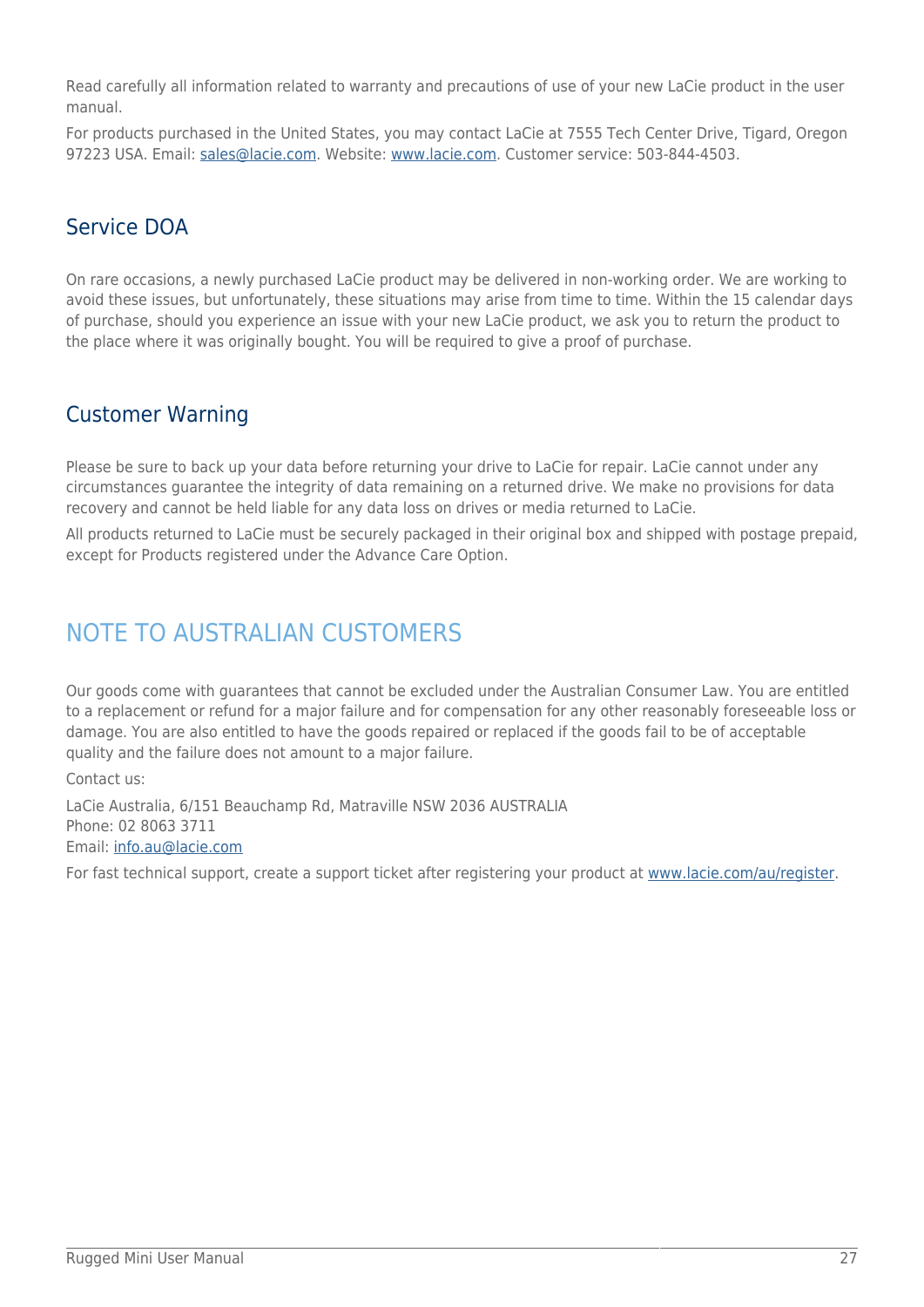Read carefully all information related to warranty and precautions of use of your new LaCie product in the user manual.

For products purchased in the United States, you may contact LaCie at 7555 Tech Center Drive, Tigard, Oregon 97223 USA. Email: sales@lacie.com. Website: www.lacie.com. Customer service: 503-844-4503.

### Service DOA

On rare occasions, a newly purchased LaCie product may be delivered in non-working order. We are working to avoid these issues, but unfortunately, these situations may arise from time to time. Within the 15 calendar days of purchase, should you experience an issue with your new LaCie product, we ask you to return the product to the place where it was originally bought. You will be required to give a proof of purchase.

### Customer Warning

Please be sure to back up your data before returning your drive to LaCie for repair. LaCie cannot under any circumstances guarantee the integrity of data remaining on a returned drive. We make no provisions for data recovery and cannot be held liable for any data loss on drives or media returned to LaCie.

All products returned to LaCie must be securely packaged in their original box and shipped with postage prepaid, except for Products registered under the Advance Care Option.

## NOTE TO AUSTRALIAN CUSTOMERS

Our goods come with guarantees that cannot be excluded under the Australian Consumer Law. You are entitled to a replacement or refund for a major failure and for compensation for any other reasonably foreseeable loss or damage. You are also entitled to have the goods repaired or replaced if the goods fail to be of acceptable quality and the failure does not amount to a major failure.

Contact us:

LaCie Australia, 6/151 Beauchamp Rd, Matraville NSW 2036 AUSTRALIA
Phone: 02 8063 3711
Email: info.au@lacie.com

For fast technical support, create a support ticket after registering your product at www.lacie.com/au/register.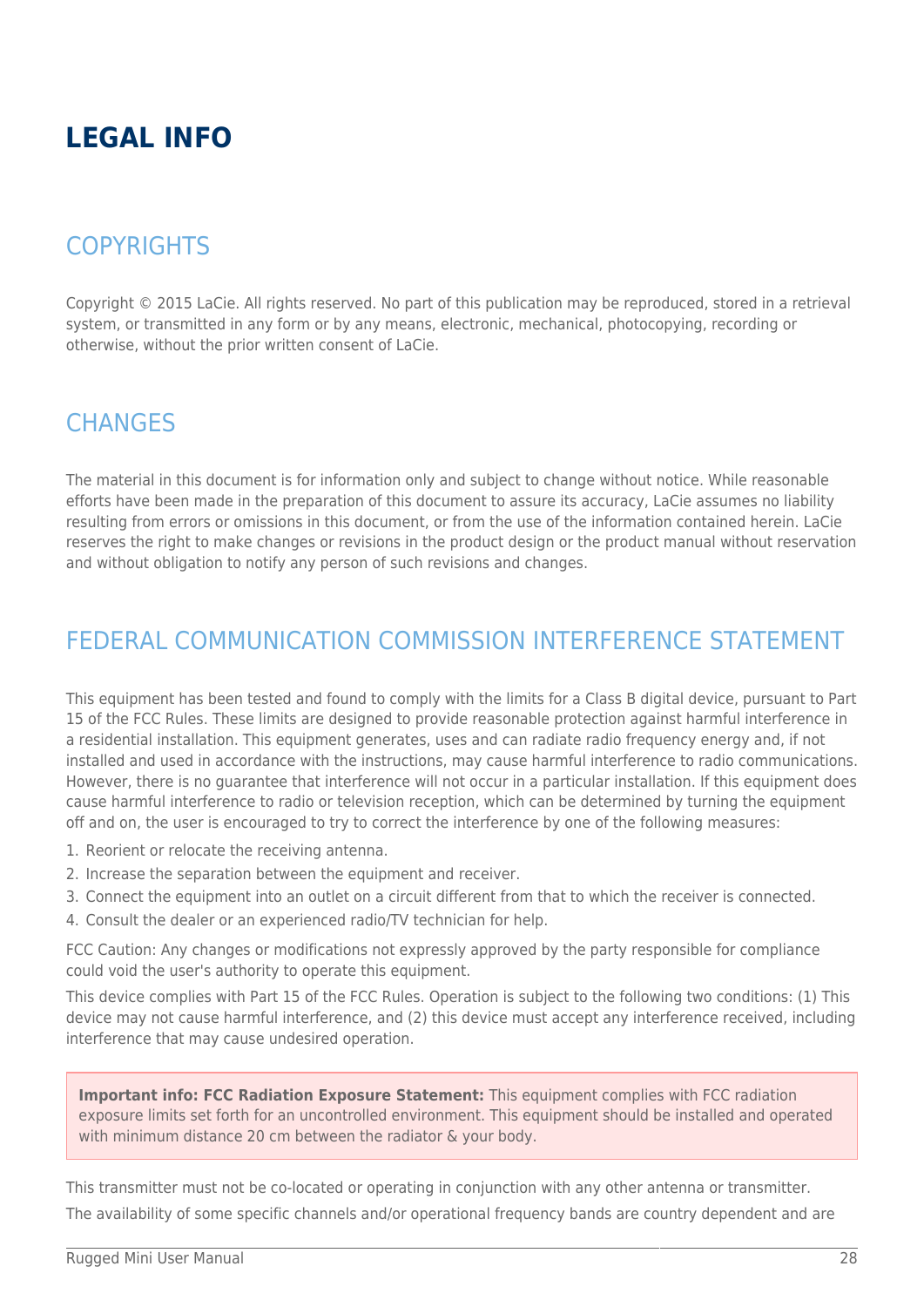# LEGAL INFO

## COPYRIGHTS

Copyright © 2015 LaCie. All rights reserved. No part of this publication may be reproduced, stored in a retrieval system, or transmitted in any form or by any means, electronic, mechanical, photocopying, recording or otherwise, without the prior written consent of LaCie.

## CHANGES

The material in this document is for information only and subject to change without notice. While reasonable efforts have been made in the preparation of this document to assure its accuracy, LaCie assumes no liability resulting from errors or omissions in this document, or from the use of the information contained herein. LaCie reserves the right to make changes or revisions in the product design or the product manual without reservation and without obligation to notify any person of such revisions and changes.

## FEDERAL COMMUNICATION COMMISSION INTERFERENCE STATEMENT

This equipment has been tested and found to comply with the limits for a Class B digital device, pursuant to Part 15 of the FCC Rules. These limits are designed to provide reasonable protection against harmful interference in a residential installation. This equipment generates, uses and can radiate radio frequency energy and, if not installed and used in accordance with the instructions, may cause harmful interference to radio communications. However, there is no guarantee that interference will not occur in a particular installation. If this equipment does cause harmful interference to radio or television reception, which can be determined by turning the equipment off and on, the user is encouraged to try to correct the interference by one of the following measures:

1. Reorient or relocate the receiving antenna.
2. Increase the separation between the equipment and receiver.
3. Connect the equipment into an outlet on a circuit different from that to which the receiver is connected.
4. Consult the dealer or an experienced radio/TV technician for help.

FCC Caution: Any changes or modifications not expressly approved by the party responsible for compliance could void the user's authority to operate this equipment.

This device complies with Part 15 of the FCC Rules. Operation is subject to the following two conditions: (1) This device may not cause harmful interference, and (2) this device must accept any interference received, including interference that may cause undesired operation.

**Important info: FCC Radiation Exposure Statement:** This equipment complies with FCC radiation exposure limits set forth for an uncontrolled environment. This equipment should be installed and operated with minimum distance 20 cm between the radiator & your body.

This transmitter must not be co-located or operating in conjunction with any other antenna or transmitter.

The availability of some specific channels and/or operational frequency bands are country dependent and are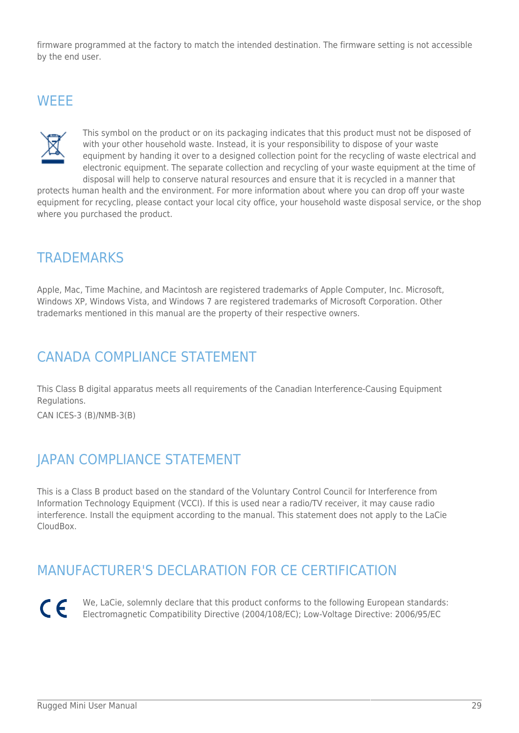firmware programmed at the factory to match the intended destination. The firmware setting is not accessible by the end user.

## WEEE

This symbol on the product or on its packaging indicates that this product must not be disposed of with your other household waste. Instead, it is your responsibility to dispose of your waste equipment by handing it over to a designed collection point for the recycling of waste electrical and electronic equipment. The separate collection and recycling of your waste equipment at the time of disposal will help to conserve natural resources and ensure that it is recycled in a manner that protects human health and the environment. For more information about where you can drop off your waste equipment for recycling, please contact your local city office, your household waste disposal service, or the shop where you purchased the product.

## TRADEMARKS

Apple, Mac, Time Machine, and Macintosh are registered trademarks of Apple Computer, Inc. Microsoft, Windows XP, Windows Vista, and Windows 7 are registered trademarks of Microsoft Corporation. Other trademarks mentioned in this manual are the property of their respective owners.

## CANADA COMPLIANCE STATEMENT

This Class B digital apparatus meets all requirements of the Canadian Interference-Causing Equipment Regulations.

CAN ICES-3 (B)/NMB-3(B)

## JAPAN COMPLIANCE STATEMENT

This is a Class B product based on the standard of the Voluntary Control Council for Interference from Information Technology Equipment (VCCI). If this is used near a radio/TV receiver, it may cause radio interference. Install the equipment according to the manual. This statement does not apply to the LaCie CloudBox.

## MANUFACTURER'S DECLARATION FOR CE CERTIFICATION

We, LaCie, solemnly declare that this product conforms to the following European standards: Electromagnetic Compatibility Directive (2004/108/EC); Low-Voltage Directive: 2006/95/EC